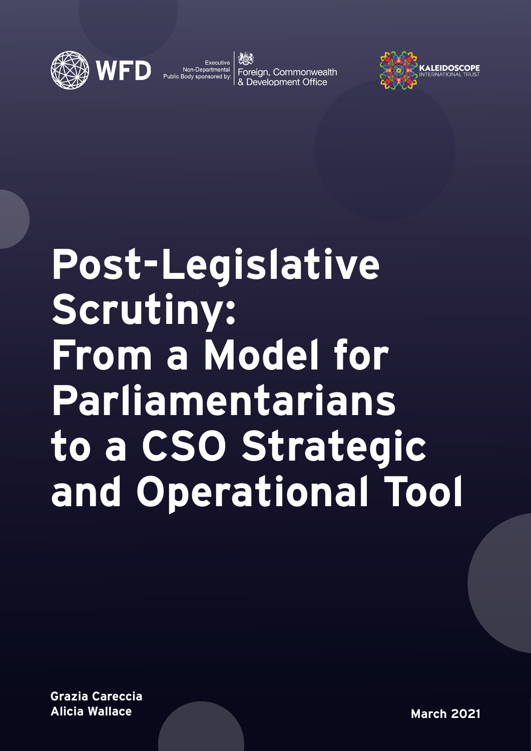WFD

Executive Non-Departmental Public Body sponsored by: Foreign, Commonwealth & Development Office

KALEIDOSCOPE INTERNATIONAL TRUST

# Post-Legislative Scrutiny: From a Model for Parliamentarians to a CSO Strategic and Operational Tool

**Grazia Careccia**
**Alicia Wallace**

**March 2021**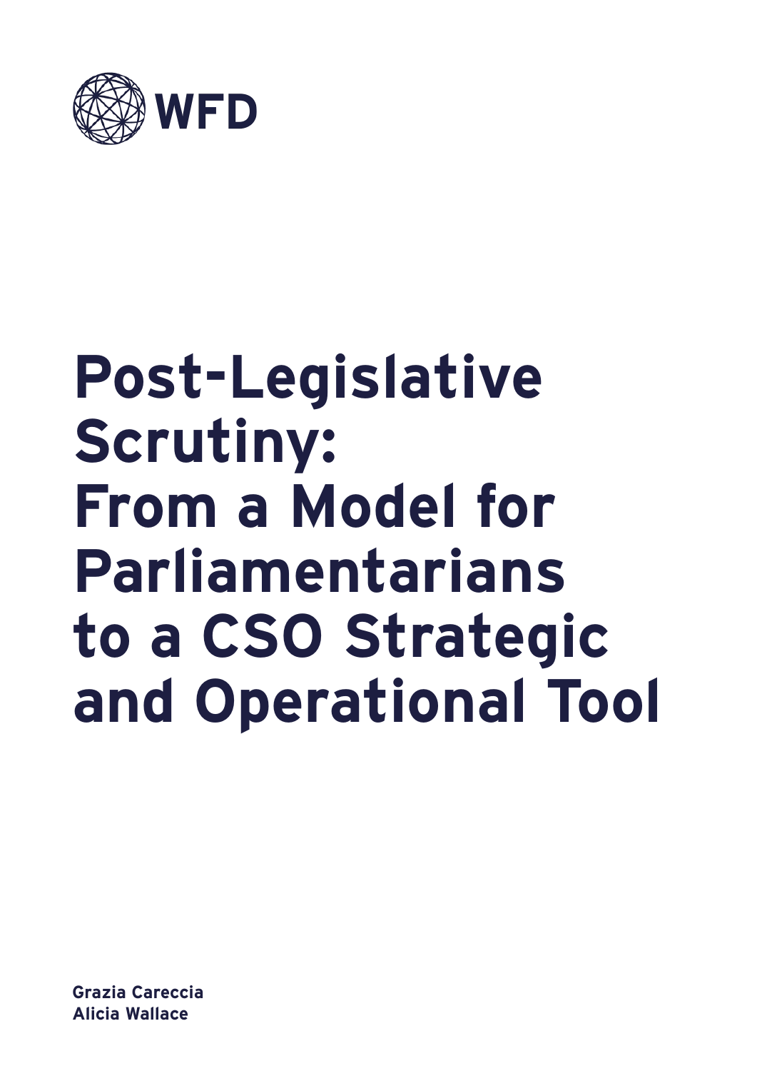WFD

# Post-Legislative Scrutiny: From a Model for Parliamentarians to a CSO Strategic and Operational Tool

**Grazia Careccia**
**Alicia Wallace**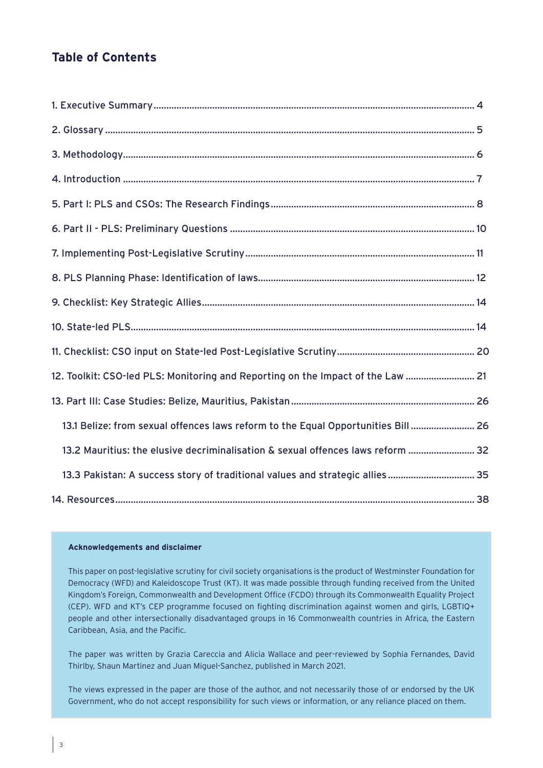## Table of Contents

1. Executive Summary ........ 4
2. Glossary ........ 5
3. Methodology ........ 6
4. Introduction ........ 7
5. Part I: PLS and CSOs: The Research Findings ........ 8
6. Part II - PLS: Preliminary Questions ........ 10
7. Implementing Post-Legislative Scrutiny ........ 11
8. PLS Planning Phase: Identification of laws ........ 12
9. Checklist: Key Strategic Allies ........ 14
10. State-led PLS ........ 14
11. Checklist: CSO input on State-led Post-Legislative Scrutiny ........ 20
12. Toolkit: CSO-led PLS: Monitoring and Reporting on the Impact of the Law ........ 21
13. Part III: Case Studies: Belize, Mauritius, Pakistan ........ 26
    - 13.1 Belize: from sexual offences laws reform to the Equal Opportunities Bill ........ 26
    - 13.2 Mauritius: the elusive decriminalisation & sexual offences laws reform ........ 32
    - 13.3 Pakistan: A success story of traditional values and strategic allies ........ 35
14. Resources ........ 38

**Acknowledgements and disclaimer**

This paper on post-legislative scrutiny for civil society organisations is the product of Westminster Foundation for Democracy (WFD) and Kaleidoscope Trust (KT). It was made possible through funding received from the United Kingdom's Foreign, Commonwealth and Development Office (FCDO) through its Commonwealth Equality Project (CEP). WFD and KT's CEP programme focused on fighting discrimination against women and girls, LGBTIQ+ people and other intersectionally disadvantaged groups in 16 Commonwealth countries in Africa, the Eastern Caribbean, Asia, and the Pacific.

The paper was written by Grazia Careccia and Alicia Wallace and peer-reviewed by Sophia Fernandes, David Thirlby, Shaun Martinez and Juan Miguel-Sanchez, published in March 2021.

The views expressed in the paper are those of the author, and not necessarily those of or endorsed by the UK Government, who do not accept responsibility for such views or information, or any reliance placed on them.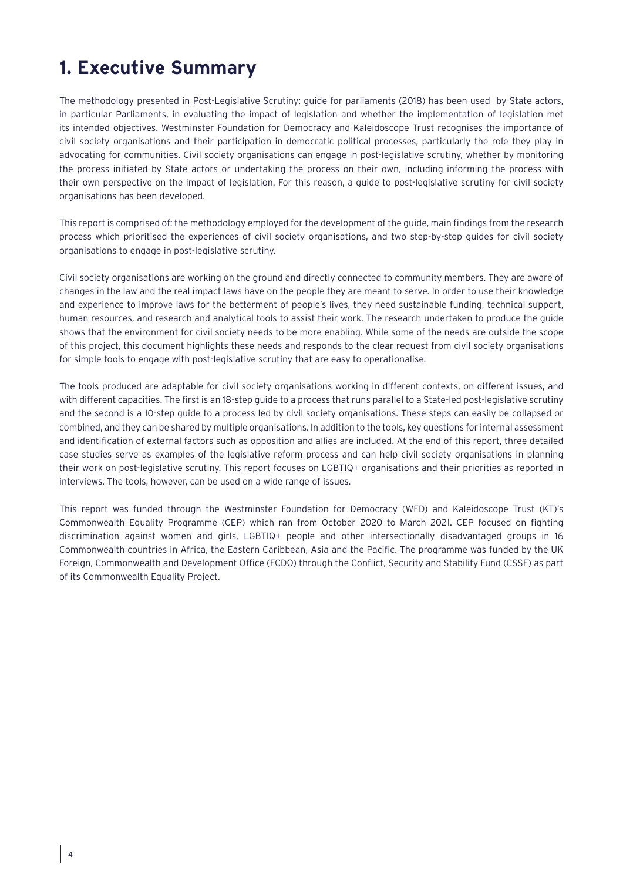# 1. Executive Summary

The methodology presented in Post-Legislative Scrutiny: guide for parliaments (2018) has been used by State actors, in particular Parliaments, in evaluating the impact of legislation and whether the implementation of legislation met its intended objectives. Westminster Foundation for Democracy and Kaleidoscope Trust recognises the importance of civil society organisations and their participation in democratic political processes, particularly the role they play in advocating for communities. Civil society organisations can engage in post-legislative scrutiny, whether by monitoring the process initiated by State actors or undertaking the process on their own, including informing the process with their own perspective on the impact of legislation. For this reason, a guide to post-legislative scrutiny for civil society organisations has been developed.

This report is comprised of: the methodology employed for the development of the guide, main findings from the research process which prioritised the experiences of civil society organisations, and two step-by-step guides for civil society organisations to engage in post-legislative scrutiny.

Civil society organisations are working on the ground and directly connected to community members. They are aware of changes in the law and the real impact laws have on the people they are meant to serve. In order to use their knowledge and experience to improve laws for the betterment of people's lives, they need sustainable funding, technical support, human resources, and research and analytical tools to assist their work. The research undertaken to produce the guide shows that the environment for civil society needs to be more enabling. While some of the needs are outside the scope of this project, this document highlights these needs and responds to the clear request from civil society organisations for simple tools to engage with post-legislative scrutiny that are easy to operationalise.

The tools produced are adaptable for civil society organisations working in different contexts, on different issues, and with different capacities. The first is an 18-step guide to a process that runs parallel to a State-led post-legislative scrutiny and the second is a 10-step guide to a process led by civil society organisations. These steps can easily be collapsed or combined, and they can be shared by multiple organisations. In addition to the tools, key questions for internal assessment and identification of external factors such as opposition and allies are included. At the end of this report, three detailed case studies serve as examples of the legislative reform process and can help civil society organisations in planning their work on post-legislative scrutiny. This report focuses on LGBTIQ+ organisations and their priorities as reported in interviews. The tools, however, can be used on a wide range of issues.

This report was funded through the Westminster Foundation for Democracy (WFD) and Kaleidoscope Trust (KT)'s Commonwealth Equality Programme (CEP) which ran from October 2020 to March 2021. CEP focused on fighting discrimination against women and girls, LGBTIQ+ people and other intersectionally disadvantaged groups in 16 Commonwealth countries in Africa, the Eastern Caribbean, Asia and the Pacific. The programme was funded by the UK Foreign, Commonwealth and Development Office (FCDO) through the Conflict, Security and Stability Fund (CSSF) as part of its Commonwealth Equality Project.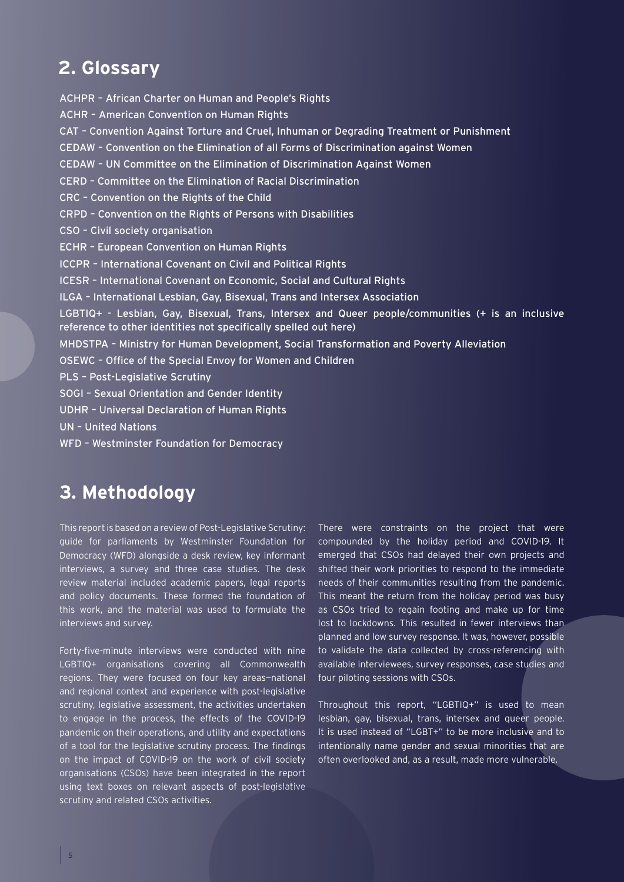## 2. Glossary

ACHPR – African Charter on Human and People's Rights
ACHR – American Convention on Human Rights
CAT – Convention Against Torture and Cruel, Inhuman or Degrading Treatment or Punishment
CEDAW – Convention on the Elimination of all Forms of Discrimination against Women
CEDAW – UN Committee on the Elimination of Discrimination Against Women
CERD – Committee on the Elimination of Racial Discrimination
CRC – Convention on the Rights of the Child
CRPD – Convention on the Rights of Persons with Disabilities
CSO – Civil society organisation
ECHR – European Convention on Human Rights
ICCPR – International Covenant on Civil and Political Rights
ICESR – International Covenant on Economic, Social and Cultural Rights
ILGA – International Lesbian, Gay, Bisexual, Trans and Intersex Association
LGBTIQ+ - Lesbian, Gay, Bisexual, Trans, Intersex and Queer people/communities (+ is an inclusive reference to other identities not specifically spelled out here)
MHDSTPA – Ministry for Human Development, Social Transformation and Poverty Alleviation
OSEWC – Office of the Special Envoy for Women and Children
PLS – Post-Legislative Scrutiny
SOGI – Sexual Orientation and Gender Identity
UDHR – Universal Declaration of Human Rights
UN – United Nations
WFD – Westminster Foundation for Democracy

## 3. Methodology

This report is based on a review of Post-Legislative Scrutiny: guide for parliaments by Westminster Foundation for Democracy (WFD) alongside a desk review, key informant interviews, a survey and three case studies. The desk review material included academic papers, legal reports and policy documents. These formed the foundation of this work, and the material was used to formulate the interviews and survey.

Forty-five-minute interviews were conducted with nine LGBTIQ+ organisations covering all Commonwealth regions. They were focused on four key areas—national and regional context and experience with post-legislative scrutiny, legislative assessment, the activities undertaken to engage in the process, the effects of the COVID-19 pandemic on their operations, and utility and expectations of a tool for the legislative scrutiny process. The findings on the impact of COVID-19 on the work of civil society organisations (CSOs) have been integrated in the report using text boxes on relevant aspects of post-legislative scrutiny and related CSOs activities.

There were constraints on the project that were compounded by the holiday period and COVID-19. It emerged that CSOs had delayed their own projects and shifted their work priorities to respond to the immediate needs of their communities resulting from the pandemic. This meant the return from the holiday period was busy as CSOs tried to regain footing and make up for time lost to lockdowns. This resulted in fewer interviews than planned and low survey response. It was, however, possible to validate the data collected by cross-referencing with available interviewees, survey responses, case studies and four piloting sessions with CSOs.

Throughout this report, "LGBTIQ+" is used to mean lesbian, gay, bisexual, trans, intersex and queer people. It is used instead of "LGBT+" to be more inclusive and to intentionally name gender and sexual minorities that are often overlooked and, as a result, made more vulnerable.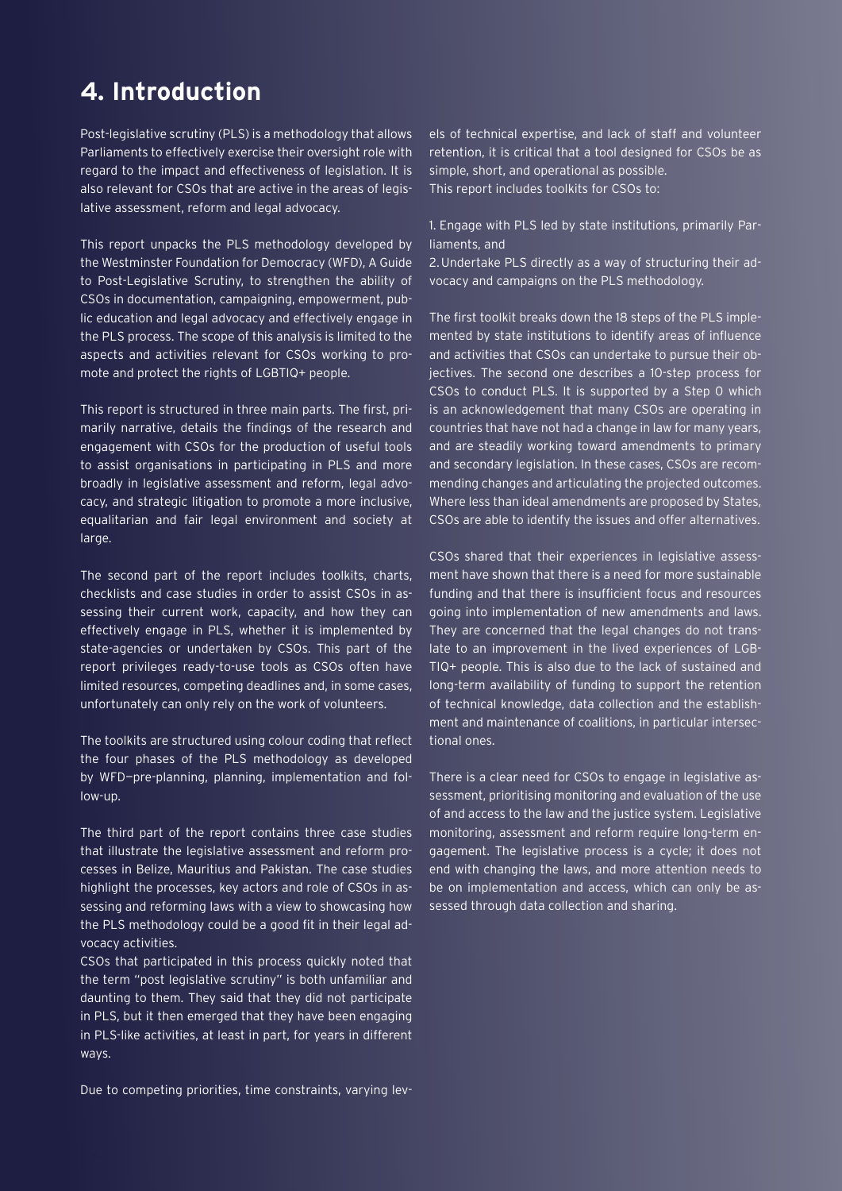# 4. Introduction

Post-legislative scrutiny (PLS) is a methodology that allows Parliaments to effectively exercise their oversight role with regard to the impact and effectiveness of legislation. It is also relevant for CSOs that are active in the areas of legislative assessment, reform and legal advocacy.

This report unpacks the PLS methodology developed by the Westminster Foundation for Democracy (WFD), A Guide to Post-Legislative Scrutiny, to strengthen the ability of CSOs in documentation, campaigning, empowerment, public education and legal advocacy and effectively engage in the PLS process. The scope of this analysis is limited to the aspects and activities relevant for CSOs working to promote and protect the rights of LGBTIQ+ people.

This report is structured in three main parts. The first, primarily narrative, details the findings of the research and engagement with CSOs for the production of useful tools to assist organisations in participating in PLS and more broadly in legislative assessment and reform, legal advocacy, and strategic litigation to promote a more inclusive, equalitarian and fair legal environment and society at large.

The second part of the report includes toolkits, charts, checklists and case studies in order to assist CSOs in assessing their current work, capacity, and how they can effectively engage in PLS, whether it is implemented by state-agencies or undertaken by CSOs. This part of the report privileges ready-to-use tools as CSOs often have limited resources, competing deadlines and, in some cases, unfortunately can only rely on the work of volunteers.

The toolkits are structured using colour coding that reflect the four phases of the PLS methodology as developed by WFD—pre-planning, planning, implementation and follow-up.

The third part of the report contains three case studies that illustrate the legislative assessment and reform processes in Belize, Mauritius and Pakistan. The case studies highlight the processes, key actors and role of CSOs in assessing and reforming laws with a view to showcasing how the PLS methodology could be a good fit in their legal advocacy activities.

CSOs that participated in this process quickly noted that the term "post legislative scrutiny" is both unfamiliar and daunting to them. They said that they did not participate in PLS, but it then emerged that they have been engaging in PLS-like activities, at least in part, for years in different ways.

Due to competing priorities, time constraints, varying levels of technical expertise, and lack of staff and volunteer retention, it is critical that a tool designed for CSOs be as simple, short, and operational as possible.
This report includes toolkits for CSOs to:

1. Engage with PLS led by state institutions, primarily Parliaments, and
2. Undertake PLS directly as a way of structuring their advocacy and campaigns on the PLS methodology.

The first toolkit breaks down the 18 steps of the PLS implemented by state institutions to identify areas of influence and activities that CSOs can undertake to pursue their objectives. The second one describes a 10-step process for CSOs to conduct PLS. It is supported by a Step 0 which is an acknowledgement that many CSOs are operating in countries that have not had a change in law for many years, and are steadily working toward amendments to primary and secondary legislation. In these cases, CSOs are recommending changes and articulating the projected outcomes. Where less than ideal amendments are proposed by States, CSOs are able to identify the issues and offer alternatives.

CSOs shared that their experiences in legislative assessment have shown that there is a need for more sustainable funding and that there is insufficient focus and resources going into implementation of new amendments and laws. They are concerned that the legal changes do not translate to an improvement in the lived experiences of LGBTIQ+ people. This is also due to the lack of sustained and long-term availability of funding to support the retention of technical knowledge, data collection and the establishment and maintenance of coalitions, in particular intersectional ones.

There is a clear need for CSOs to engage in legislative assessment, prioritising monitoring and evaluation of the use of and access to the law and the justice system. Legislative monitoring, assessment and reform require long-term engagement. The legislative process is a cycle; it does not end with changing the laws, and more attention needs to be on implementation and access, which can only be assessed through data collection and sharing.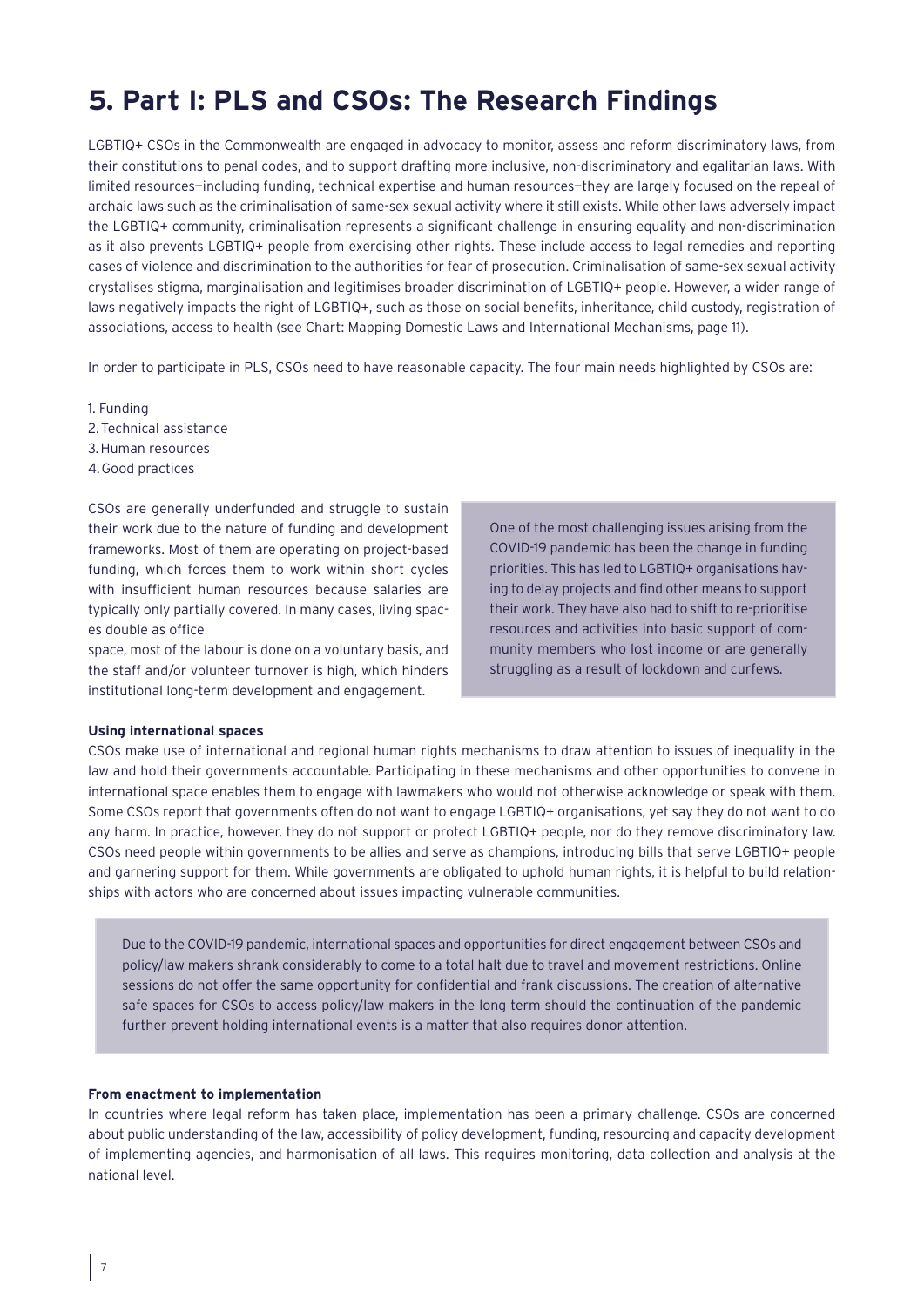# 5. Part I: PLS and CSOs: The Research Findings

LGBTIQ+ CSOs in the Commonwealth are engaged in advocacy to monitor, assess and reform discriminatory laws, from their constitutions to penal codes, and to support drafting more inclusive, non-discriminatory and egalitarian laws. With limited resources—including funding, technical expertise and human resources—they are largely focused on the repeal of archaic laws such as the criminalisation of same-sex sexual activity where it still exists. While other laws adversely impact the LGBTIQ+ community, criminalisation represents a significant challenge in ensuring equality and non-discrimination as it also prevents LGBTIQ+ people from exercising other rights. These include access to legal remedies and reporting cases of violence and discrimination to the authorities for fear of prosecution. Criminalisation of same-sex sexual activity crystalises stigma, marginalisation and legitimises broader discrimination of LGBTIQ+ people. However, a wider range of laws negatively impacts the right of LGBTIQ+, such as those on social benefits, inheritance, child custody, registration of associations, access to health (see Chart: Mapping Domestic Laws and International Mechanisms, page 11).

In order to participate in PLS, CSOs need to have reasonable capacity. The four main needs highlighted by CSOs are:

1. Funding
2. Technical assistance
3. Human resources
4. Good practices

CSOs are generally underfunded and struggle to sustain their work due to the nature of funding and development frameworks. Most of them are operating on project-based funding, which forces them to work within short cycles with insufficient human resources because salaries are typically only partially covered. In many cases, living spaces double as office space, most of the labour is done on a voluntary basis, and the staff and/or volunteer turnover is high, which hinders institutional long-term development and engagement.

> One of the most challenging issues arising from the COVID-19 pandemic has been the change in funding priorities. This has led to LGBTIQ+ organisations having to delay projects and find other means to support their work. They have also had to shift to re-prioritise resources and activities into basic support of community members who lost income or are generally struggling as a result of lockdown and curfews.

**Using international spaces**

CSOs make use of international and regional human rights mechanisms to draw attention to issues of inequality in the law and hold their governments accountable. Participating in these mechanisms and other opportunities to convene in international space enables them to engage with lawmakers who would not otherwise acknowledge or speak with them. Some CSOs report that governments often do not want to engage LGBTIQ+ organisations, yet say they do not want to do any harm. In practice, however, they do not support or protect LGBTIQ+ people, nor do they remove discriminatory law. CSOs need people within governments to be allies and serve as champions, introducing bills that serve LGBTIQ+ people and garnering support for them. While governments are obligated to uphold human rights, it is helpful to build relationships with actors who are concerned about issues impacting vulnerable communities.

> Due to the COVID-19 pandemic, international spaces and opportunities for direct engagement between CSOs and policy/law makers shrank considerably to come to a total halt due to travel and movement restrictions. Online sessions do not offer the same opportunity for confidential and frank discussions. The creation of alternative safe spaces for CSOs to access policy/law makers in the long term should the continuation of the pandemic further prevent holding international events is a matter that also requires donor attention.

**From enactment to implementation**

In countries where legal reform has taken place, implementation has been a primary challenge. CSOs are concerned about public understanding of the law, accessibility of policy development, funding, resourcing and capacity development of implementing agencies, and harmonisation of all laws. This requires monitoring, data collection and analysis at the national level.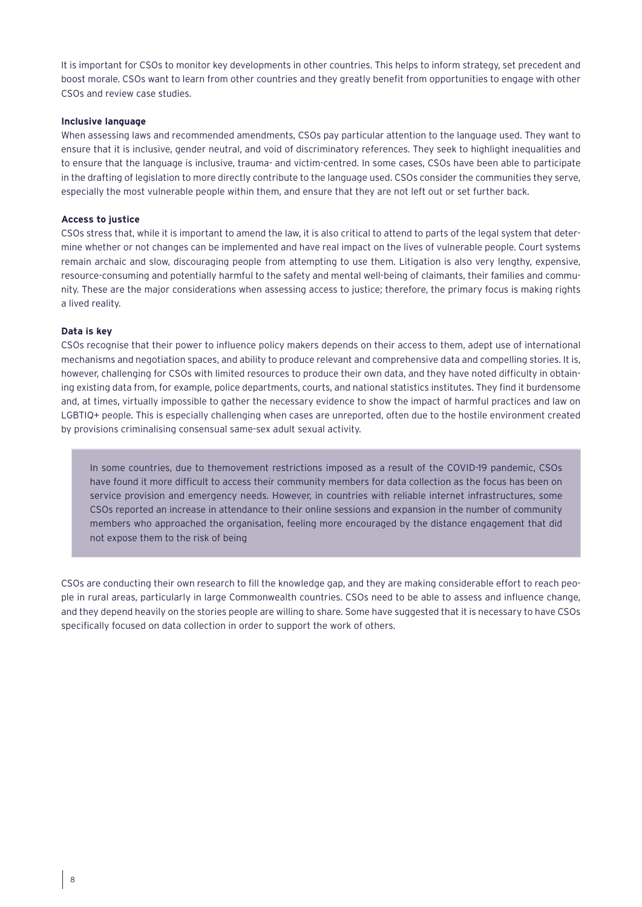It is important for CSOs to monitor key developments in other countries. This helps to inform strategy, set precedent and boost morale. CSOs want to learn from other countries and they greatly benefit from opportunities to engage with other CSOs and review case studies.

**Inclusive language**

When assessing laws and recommended amendments, CSOs pay particular attention to the language used. They want to ensure that it is inclusive, gender neutral, and void of discriminatory references. They seek to highlight inequalities and to ensure that the language is inclusive, trauma- and victim-centred. In some cases, CSOs have been able to participate in the drafting of legislation to more directly contribute to the language used. CSOs consider the communities they serve, especially the most vulnerable people within them, and ensure that they are not left out or set further back.

**Access to justice**

CSOs stress that, while it is important to amend the law, it is also critical to attend to parts of the legal system that determine whether or not changes can be implemented and have real impact on the lives of vulnerable people. Court systems remain archaic and slow, discouraging people from attempting to use them. Litigation is also very lengthy, expensive, resource-consuming and potentially harmful to the safety and mental well-being of claimants, their families and community. These are the major considerations when assessing access to justice; therefore, the primary focus is making rights a lived reality.

**Data is key**

CSOs recognise that their power to influence policy makers depends on their access to them, adept use of international mechanisms and negotiation spaces, and ability to produce relevant and comprehensive data and compelling stories. It is, however, challenging for CSOs with limited resources to produce their own data, and they have noted difficulty in obtaining existing data from, for example, police departments, courts, and national statistics institutes. They find it burdensome and, at times, virtually impossible to gather the necessary evidence to show the impact of harmful practices and law on LGBTIQ+ people. This is especially challenging when cases are unreported, often due to the hostile environment created by provisions criminalising consensual same-sex adult sexual activity.

> In some countries, due to themovement restrictions imposed as a result of the COVID-19 pandemic, CSOs have found it more difficult to access their community members for data collection as the focus has been on service provision and emergency needs. However, in countries with reliable internet infrastructures, some CSOs reported an increase in attendance to their online sessions and expansion in the number of community members who approached the organisation, feeling more encouraged by the distance engagement that did not expose them to the risk of being

CSOs are conducting their own research to fill the knowledge gap, and they are making considerable effort to reach people in rural areas, particularly in large Commonwealth countries. CSOs need to be able to assess and influence change, and they depend heavily on the stories people are willing to share. Some have suggested that it is necessary to have CSOs specifically focused on data collection in order to support the work of others.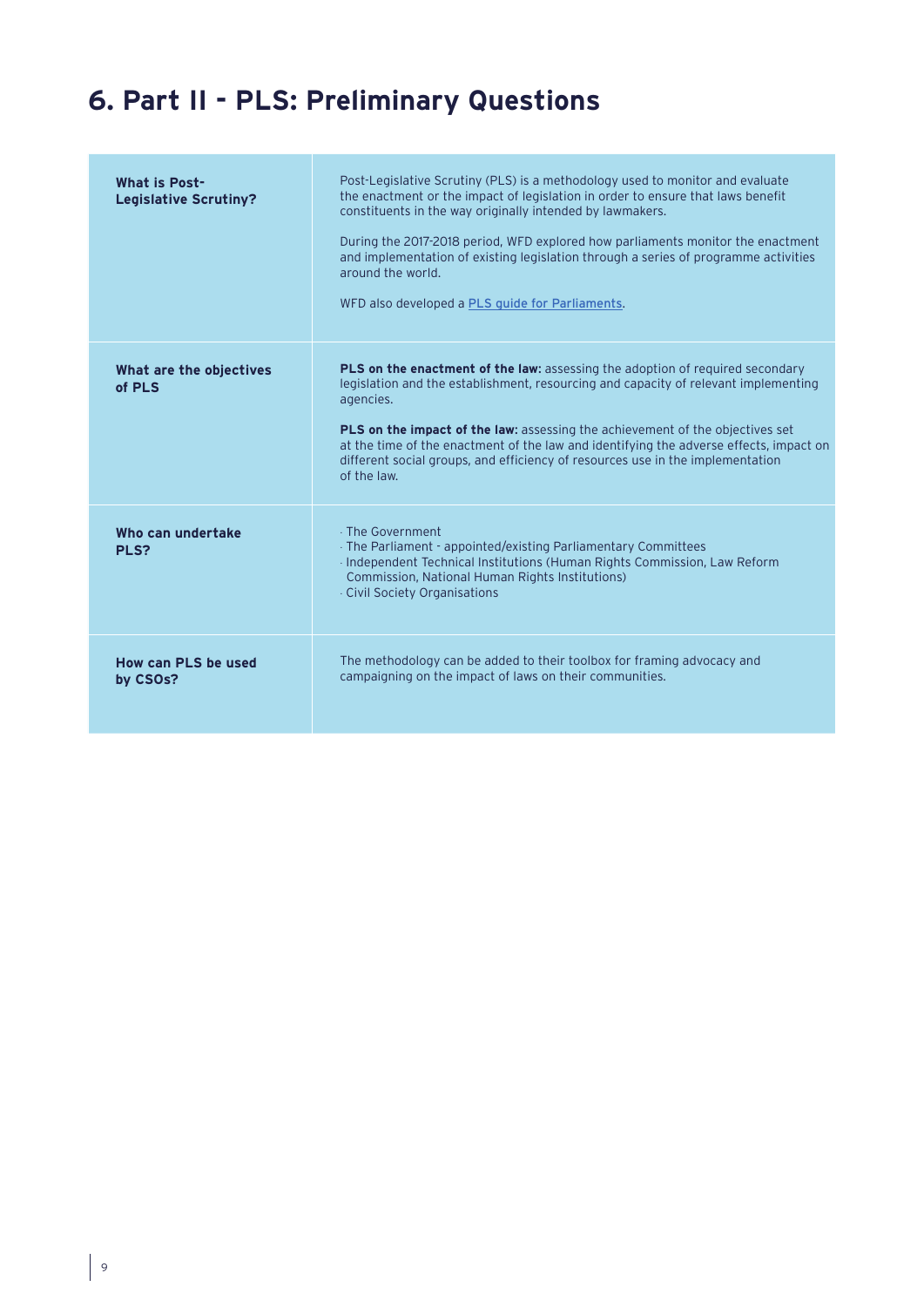# 6. Part II - PLS: Preliminary Questions

| | |
|---|---|
| **What is Post-Legislative Scrutiny?** | Post-Legislative Scrutiny (PLS) is a methodology used to monitor and evaluate the enactment or the impact of legislation in order to ensure that laws benefit constituents in the way originally intended by lawmakers.<br><br>During the 2017-2018 period, WFD explored how parliaments monitor the enactment and implementation of existing legislation through a series of programme activities around the world.<br><br>WFD also developed a [PLS guide for Parliaments](). |
| **What are the objectives of PLS** | **PLS on the enactment of the law:** assessing the adoption of required secondary legislation and the establishment, resourcing and capacity of relevant implementing agencies.<br><br>**PLS on the impact of the law:** assessing the achievement of the objectives set at the time of the enactment of the law and identifying the adverse effects, impact on different social groups, and efficiency of resources use in the implementation of the law. |
| **Who can undertake PLS?** | · The Government<br>· The Parliament - appointed/existing Parliamentary Committees<br>· Independent Technical Institutions (Human Rights Commission, Law Reform Commission, National Human Rights Institutions)<br>· Civil Society Organisations |
| **How can PLS be used by CSOs?** | The methodology can be added to their toolbox for framing advocacy and campaigning on the impact of laws on their communities. |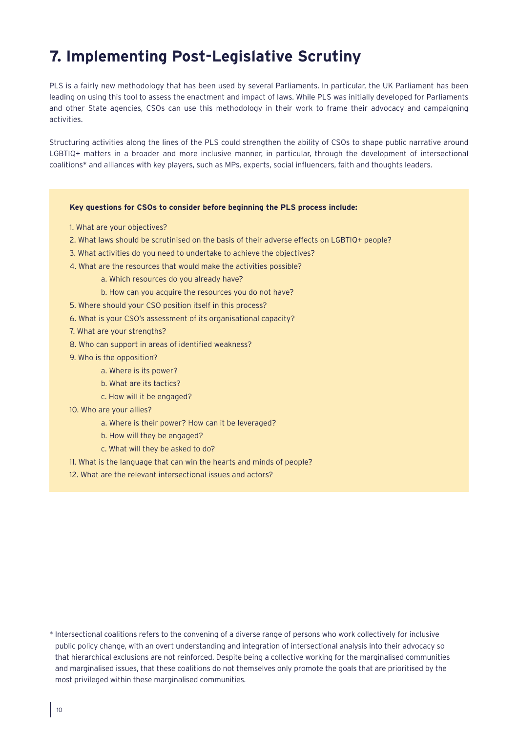# 7. Implementing Post-Legislative Scrutiny

PLS is a fairly new methodology that has been used by several Parliaments. In particular, the UK Parliament has been leading on using this tool to assess the enactment and impact of laws. While PLS was initially developed for Parliaments and other State agencies, CSOs can use this methodology in their work to frame their advocacy and campaigning activities.

Structuring activities along the lines of the PLS could strengthen the ability of CSOs to shape public narrative around LGBTIQ+ matters in a broader and more inclusive manner, in particular, through the development of intersectional coalitions* and alliances with key players, such as MPs, experts, social influencers, faith and thoughts leaders.

**Key questions for CSOs to consider before beginning the PLS process include:**

1. What are your objectives?
2. What laws should be scrutinised on the basis of their adverse effects on LGBTIQ+ people?
3. What activities do you need to undertake to achieve the objectives?
4. What are the resources that would make the activities possible?
    a. Which resources do you already have?
    b. How can you acquire the resources you do not have?
5. Where should your CSO position itself in this process?
6. What is your CSO's assessment of its organisational capacity?
7. What are your strengths?
8. Who can support in areas of identified weakness?
9. Who is the opposition?
    a. Where is its power?
    b. What are its tactics?
    c. How will it be engaged?
10. Who are your allies?
    a. Where is their power? How can it be leveraged?
    b. How will they be engaged?
    c. What will they be asked to do?
11. What is the language that can win the hearts and minds of people?
12. What are the relevant intersectional issues and actors?

* Intersectional coalitions refers to the convening of a diverse range of persons who work collectively for inclusive public policy change, with an overt understanding and integration of intersectional analysis into their advocacy so that hierarchical exclusions are not reinforced. Despite being a collective working for the marginalised communities and marginalised issues, that these coalitions do not themselves only promote the goals that are prioritised by the most privileged within these marginalised communities.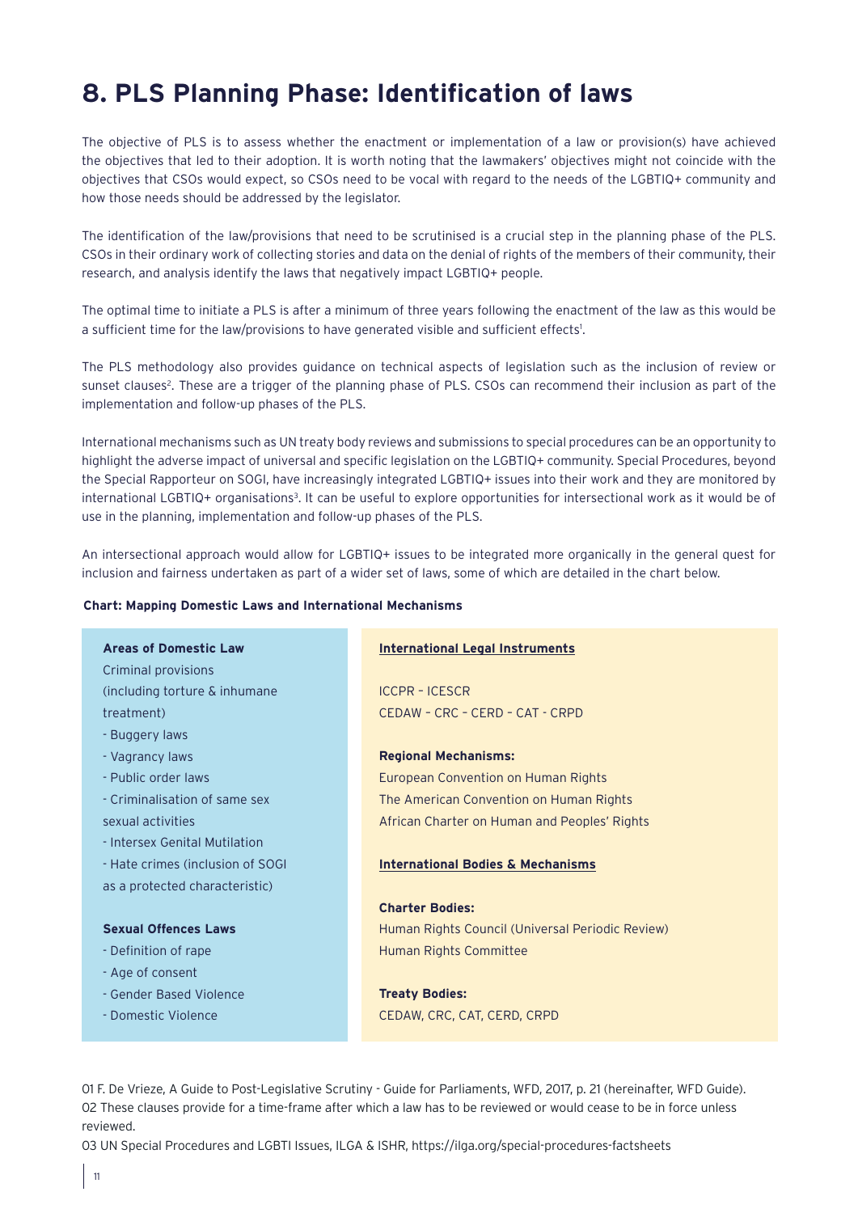# 8. PLS Planning Phase: Identification of laws

The objective of PLS is to assess whether the enactment or implementation of a law or provision(s) have achieved the objectives that led to their adoption. It is worth noting that the lawmakers' objectives might not coincide with the objectives that CSOs would expect, so CSOs need to be vocal with regard to the needs of the LGBTIQ+ community and how those needs should be addressed by the legislator.

The identification of the law/provisions that need to be scrutinised is a crucial step in the planning phase of the PLS. CSOs in their ordinary work of collecting stories and data on the denial of rights of the members of their community, their research, and analysis identify the laws that negatively impact LGBTIQ+ people.

The optimal time to initiate a PLS is after a minimum of three years following the enactment of the law as this would be a sufficient time for the law/provisions to have generated visible and sufficient effects[1].

The PLS methodology also provides guidance on technical aspects of legislation such as the inclusion of review or sunset clauses[2]. These are a trigger of the planning phase of PLS. CSOs can recommend their inclusion as part of the implementation and follow-up phases of the PLS.

International mechanisms such as UN treaty body reviews and submissions to special procedures can be an opportunity to highlight the adverse impact of universal and specific legislation on the LGBTIQ+ community. Special Procedures, beyond the Special Rapporteur on SOGI, have increasingly integrated LGBTIQ+ issues into their work and they are monitored by international LGBTIQ+ organisations[3]. It can be useful to explore opportunities for intersectional work as it would be of use in the planning, implementation and follow-up phases of the PLS.

An intersectional approach would allow for LGBTIQ+ issues to be integrated more organically in the general quest for inclusion and fairness undertaken as part of a wider set of laws, some of which are detailed in the chart below.

**Chart: Mapping Domestic Laws and International Mechanisms**

| **Areas of Domestic Law** | **International Legal Instruments** |
|---|---|
| Criminal provisions (including torture & inhumane treatment)<br>- Buggery laws<br>- Vagrancy laws<br>- Public order laws<br>- Criminalisation of same sex sexual activities<br>- Intersex Genital Mutilation<br>- Hate crimes (inclusion of SOGI as a protected characteristic) | ICCPR – ICESCR<br>CEDAW – CRC – CERD – CAT - CRPD<br><br>**Regional Mechanisms:**<br>European Convention on Human Rights<br>The American Convention on Human Rights<br>African Charter on Human and Peoples' Rights |
| **Sexual Offences Laws**<br>- Definition of rape<br>- Age of consent<br>- Gender Based Violence<br>- Domestic Violence | **International Bodies & Mechanisms**<br><br>**Charter Bodies:**<br>Human Rights Council (Universal Periodic Review)<br>Human Rights Committee<br><br>**Treaty Bodies:**<br>CEDAW, CRC, CAT, CERD, CRPD |

01 F. De Vrieze, A Guide to Post-Legislative Scrutiny - Guide for Parliaments, WFD, 2017, p. 21 (hereinafter, WFD Guide).
02 These clauses provide for a time-frame after which a law has to be reviewed or would cease to be in force unless reviewed.
03 UN Special Procedures and LGBTI Issues, ILGA & ISHR, https://ilga.org/special-procedures-factsheets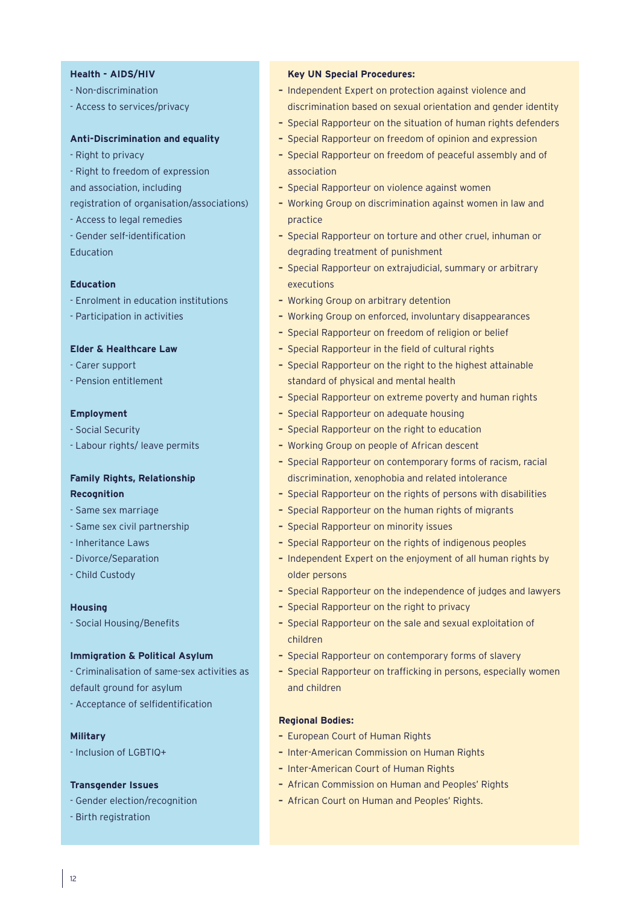**Health - AIDS/HIV**

- Non-discrimination
- Access to services/privacy

**Anti-Discrimination and equality**

- Right to privacy
- Right to freedom of expression and association, including registration of organisation/associations)
- Access to legal remedies
- Gender self-identification

Education

**Education**

- Enrolment in education institutions
- Participation in activities

**Elder & Healthcare Law**

- Carer support
- Pension entitlement

**Employment**

- Social Security
- Labour rights/ leave permits

**Family Rights, Relationship Recognition**

- Same sex marriage
- Same sex civil partnership
- Inheritance Laws
- Divorce/Separation
- Child Custody

**Housing**

- Social Housing/Benefits

**Immigration & Political Asylum**

- Criminalisation of same-sex activities as default ground for asylum
- Acceptance of selfidentification

**Military**

- Inclusion of LGBTIQ+

**Transgender Issues**

- Gender election/recognition
- Birth registration

**Key UN Special Procedures:**

- Independent Expert on protection against violence and discrimination based on sexual orientation and gender identity
- Special Rapporteur on the situation of human rights defenders
- Special Rapporteur on freedom of opinion and expression
- Special Rapporteur on freedom of peaceful assembly and of association
- Special Rapporteur on violence against women
- Working Group on discrimination against women in law and practice
- Special Rapporteur on torture and other cruel, inhuman or degrading treatment of punishment
- Special Rapporteur on extrajudicial, summary or arbitrary executions
- Working Group on arbitrary detention
- Working Group on enforced, involuntary disappearances
- Special Rapporteur on freedom of religion or belief
- Special Rapporteur in the field of cultural rights
- Special Rapporteur on the right to the highest attainable standard of physical and mental health
- Special Rapporteur on extreme poverty and human rights
- Special Rapporteur on adequate housing
- Special Rapporteur on the right to education
- Working Group on people of African descent
- Special Rapporteur on contemporary forms of racism, racial discrimination, xenophobia and related intolerance
- Special Rapporteur on the rights of persons with disabilities
- Special Rapporteur on the human rights of migrants
- Special Rapporteur on minority issues
- Special Rapporteur on the rights of indigenous peoples
- Independent Expert on the enjoyment of all human rights by older persons
- Special Rapporteur on the independence of judges and lawyers
- Special Rapporteur on the right to privacy
- Special Rapporteur on the sale and sexual exploitation of children
- Special Rapporteur on contemporary forms of slavery
- Special Rapporteur on trafficking in persons, especially women and children

**Regional Bodies:**

- European Court of Human Rights
- Inter-American Commission on Human Rights
- Inter-American Court of Human Rights
- African Commission on Human and Peoples' Rights
- African Court on Human and Peoples' Rights.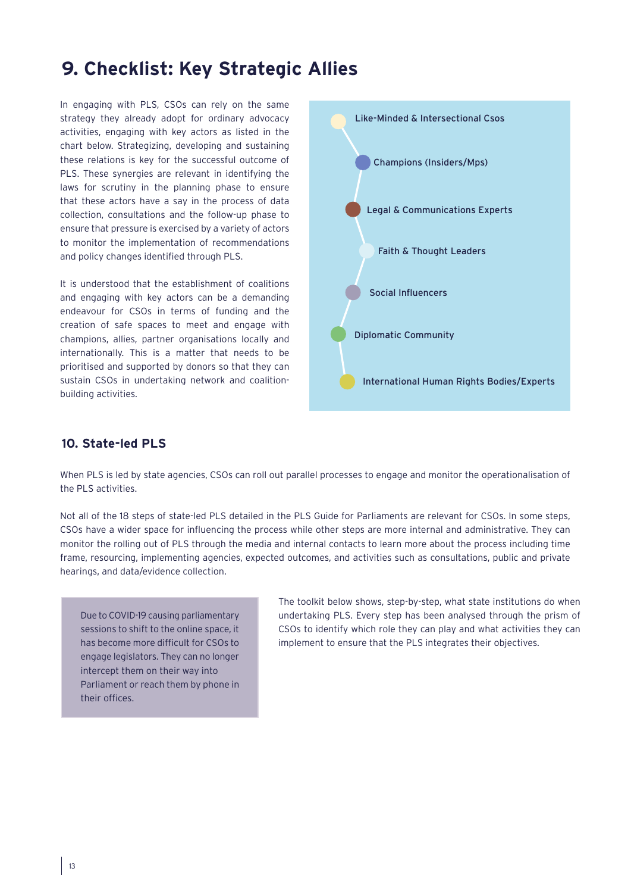## 9. Checklist: Key Strategic Allies

In engaging with PLS, CSOs can rely on the same strategy they already adopt for ordinary advocacy activities, engaging with key actors as listed in the chart below. Strategizing, developing and sustaining these relations is key for the successful outcome of PLS. These synergies are relevant in identifying the laws for scrutiny in the planning phase to ensure that these actors have a say in the process of data collection, consultations and the follow-up phase to ensure that pressure is exercised by a variety of actors to monitor the implementation of recommendations and policy changes identified through PLS.

It is understood that the establishment of coalitions and engaging with key actors can be a demanding endeavour for CSOs in terms of funding and the creation of safe spaces to meet and engage with champions, allies, partner organisations locally and internationally. This is a matter that needs to be prioritised and supported by donors so that they can sustain CSOs in undertaking network and coalition-building activities.

- Like-Minded & Intersectional Csos
- Champions (Insiders/Mps)
- Legal & Communications Experts
- Faith & Thought Leaders
- Social Influencers
- Diplomatic Community
- International Human Rights Bodies/Experts

### 10. State-led PLS

When PLS is led by state agencies, CSOs can roll out parallel processes to engage and monitor the operationalisation of the PLS activities.

Not all of the 18 steps of state-led PLS detailed in the PLS Guide for Parliaments are relevant for CSOs. In some steps, CSOs have a wider space for influencing the process while other steps are more internal and administrative. They can monitor the rolling out of PLS through the media and internal contacts to learn more about the process including time frame, resourcing, implementing agencies, expected outcomes, and activities such as consultations, public and private hearings, and data/evidence collection.

> Due to COVID-19 causing parliamentary sessions to shift to the online space, it has become more difficult for CSOs to engage legislators. They can no longer intercept them on their way into Parliament or reach them by phone in their offices.

The toolkit below shows, step-by-step, what state institutions do when undertaking PLS. Every step has been analysed through the prism of CSOs to identify which role they can play and what activities they can implement to ensure that the PLS integrates their objectives.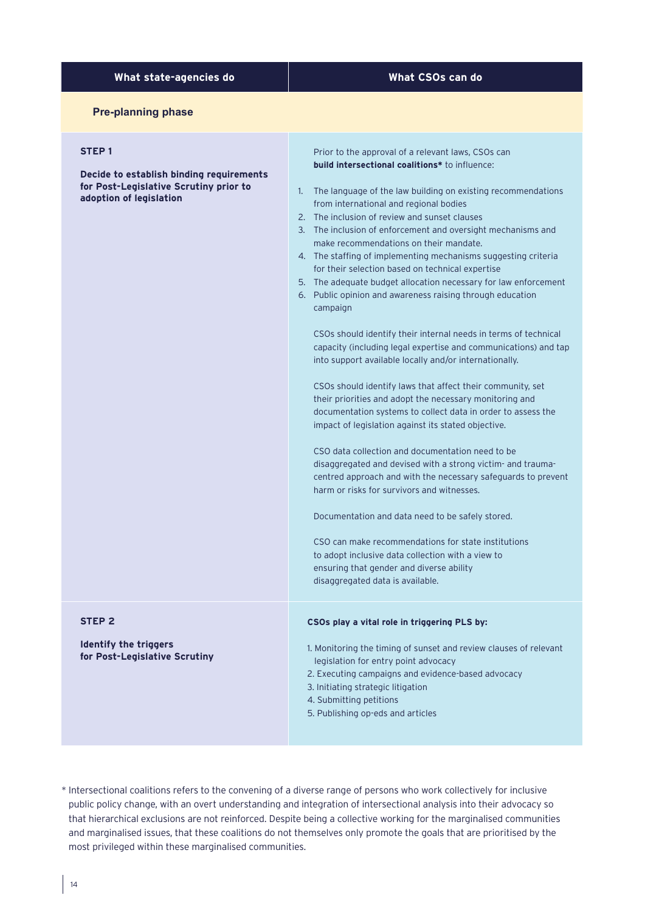| What state-agencies do | What CSOs can do |
|---|---|
| **Pre-planning phase** | |
| **STEP 1**<br><br>**Decide to establish binding requirements for Post-Legislative Scrutiny prior to adoption of legislation** | Prior to the approval of a relevant laws, CSOs can **build intersectional coalitions*** to influence:<br><br>1. The language of the law building on existing recommendations from international and regional bodies<br>2. The inclusion of review and sunset clauses<br>3. The inclusion of enforcement and oversight mechanisms and make recommendations on their mandate.<br>4. The staffing of implementing mechanisms suggesting criteria for their selection based on technical expertise<br>5. The adequate budget allocation necessary for law enforcement<br>6. Public opinion and awareness raising through education campaign<br><br>CSOs should identify their internal needs in terms of technical capacity (including legal expertise and communications) and tap into support available locally and/or internationally.<br><br>CSOs should identify laws that affect their community, set their priorities and adopt the necessary monitoring and documentation systems to collect data in order to assess the impact of legislation against its stated objective.<br><br>CSO data collection and documentation need to be disaggregated and devised with a strong victim- and trauma-centred approach and with the necessary safeguards to prevent harm or risks for survivors and witnesses.<br><br>Documentation and data need to be safely stored.<br><br>CSO can make recommendations for state institutions to adopt inclusive data collection with a view to ensuring that gender and diverse ability disaggregated data is available. |
| **STEP 2**<br><br>**Identify the triggers for Post-Legislative Scrutiny** | **CSOs play a vital role in triggering PLS by:**<br><br>1. Monitoring the timing of sunset and review clauses of relevant legislation for entry point advocacy<br>2. Executing campaigns and evidence-based advocacy<br>3. Initiating strategic litigation<br>4. Submitting petitions<br>5. Publishing op-eds and articles |

* Intersectional coalitions refers to the convening of a diverse range of persons who work collectively for inclusive public policy change, with an overt understanding and integration of intersectional analysis into their advocacy so that hierarchical exclusions are not reinforced. Despite being a collective working for the marginalised communities and marginalised issues, that these coalitions do not themselves only promote the goals that are prioritised by the most privileged within these marginalised communities.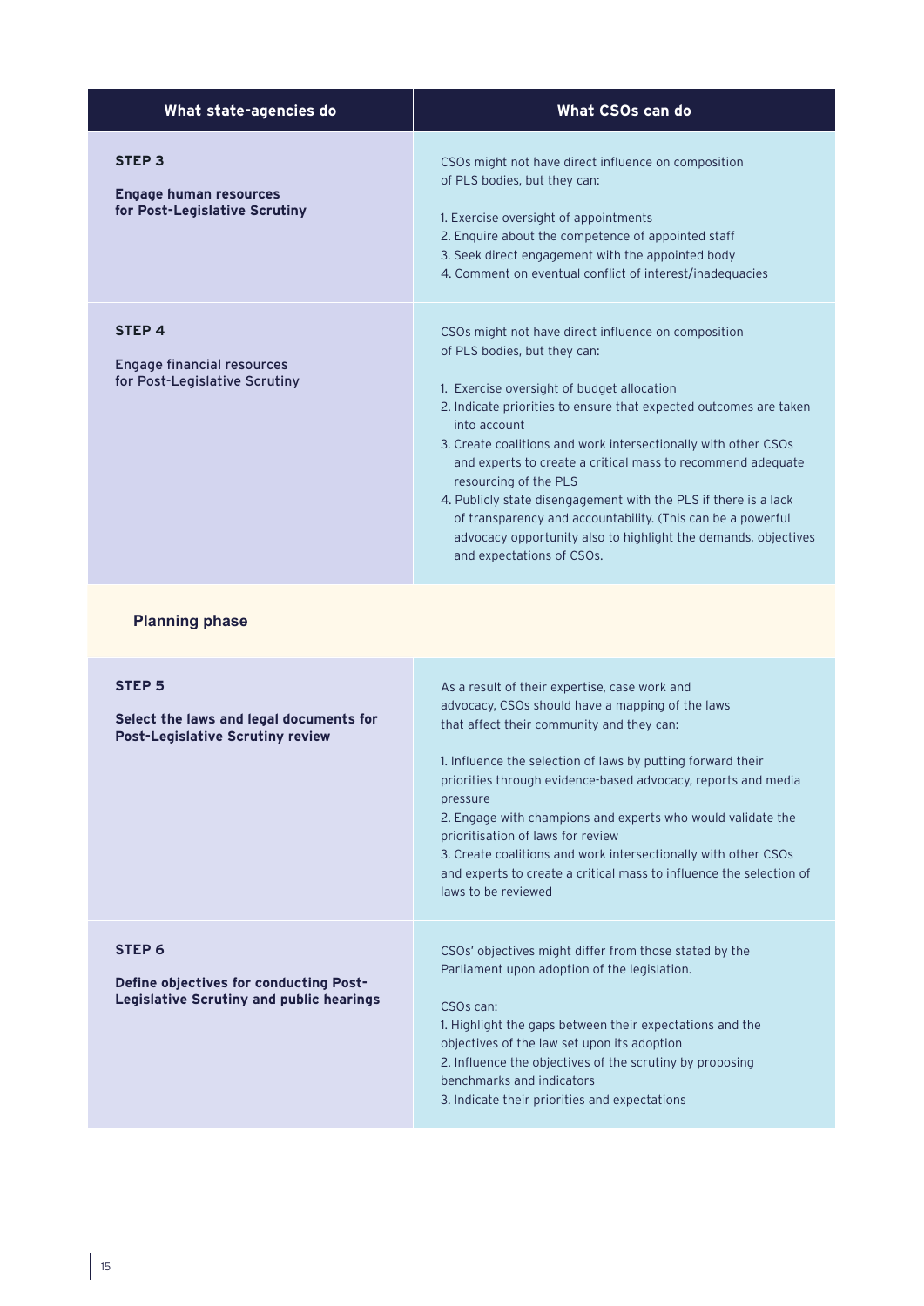| What state-agencies do | What CSOs can do |
|---|---|
| **STEP 3**<br><br>**Engage human resources for Post-Legislative Scrutiny** | CSOs might not have direct influence on composition of PLS bodies, but they can:<br><br>1. Exercise oversight of appointments<br>2. Enquire about the competence of appointed staff<br>3. Seek direct engagement with the appointed body<br>4. Comment on eventual conflict of interest/inadequacies |
| **STEP 4**<br><br>Engage financial resources for Post-Legislative Scrutiny | CSOs might not have direct influence on composition of PLS bodies, but they can:<br><br>1. Exercise oversight of budget allocation<br>2. Indicate priorities to ensure that expected outcomes are taken into account<br>3. Create coalitions and work intersectionally with other CSOs and experts to create a critical mass to recommend adequate resourcing of the PLS<br>4. Publicly state disengagement with the PLS if there is a lack of transparency and accountability. (This can be a powerful advocacy opportunity also to highlight the demands, objectives and expectations of CSOs. |
| **Planning phase** | |
| **STEP 5**<br><br>**Select the laws and legal documents for Post-Legislative Scrutiny review** | As a result of their expertise, case work and advocacy, CSOs should have a mapping of the laws that affect their community and they can:<br><br>1. Influence the selection of laws by putting forward their priorities through evidence-based advocacy, reports and media pressure<br>2. Engage with champions and experts who would validate the prioritisation of laws for review<br>3. Create coalitions and work intersectionally with other CSOs and experts to create a critical mass to influence the selection of laws to be reviewed |
| **STEP 6**<br><br>**Define objectives for conducting Post-Legislative Scrutiny and public hearings** | CSOs' objectives might differ from those stated by the Parliament upon adoption of the legislation.<br><br>CSOs can:<br>1. Highlight the gaps between their expectations and the objectives of the law set upon its adoption<br>2. Influence the objectives of the scrutiny by proposing benchmarks and indicators<br>3. Indicate their priorities and expectations |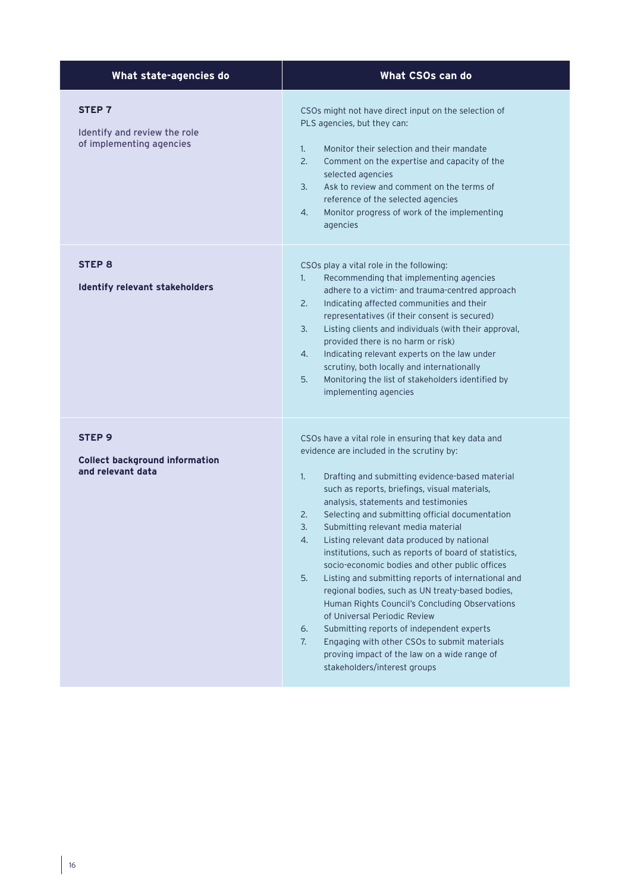| What state-agencies do | What CSOs can do |
|---|---|
| **STEP 7**<br><br>Identify and review the role of implementing agencies | CSOs might not have direct input on the selection of PLS agencies, but they can:<br><br>1. Monitor their selection and their mandate<br>2. Comment on the expertise and capacity of the selected agencies<br>3. Ask to review and comment on the terms of reference of the selected agencies<br>4. Monitor progress of work of the implementing agencies |
| **STEP 8**<br><br>**Identify relevant stakeholders** | CSOs play a vital role in the following:<br>1. Recommending that implementing agencies adhere to a victim- and trauma-centred approach<br>2. Indicating affected communities and their representatives (if their consent is secured)<br>3. Listing clients and individuals (with their approval, provided there is no harm or risk)<br>4. Indicating relevant experts on the law under scrutiny, both locally and internationally<br>5. Monitoring the list of stakeholders identified by implementing agencies |
| **STEP 9**<br><br>**Collect background information and relevant data** | CSOs have a vital role in ensuring that key data and evidence are included in the scrutiny by:<br><br>1. Drafting and submitting evidence-based material such as reports, briefings, visual materials, analysis, statements and testimonies<br>2. Selecting and submitting official documentation<br>3. Submitting relevant media material<br>4. Listing relevant data produced by national institutions, such as reports of board of statistics, socio-economic bodies and other public offices<br>5. Listing and submitting reports of international and regional bodies, such as UN treaty-based bodies, Human Rights Council's Concluding Observations of Universal Periodic Review<br>6. Submitting reports of independent experts<br>7. Engaging with other CSOs to submit materials proving impact of the law on a wide range of stakeholders/interest groups |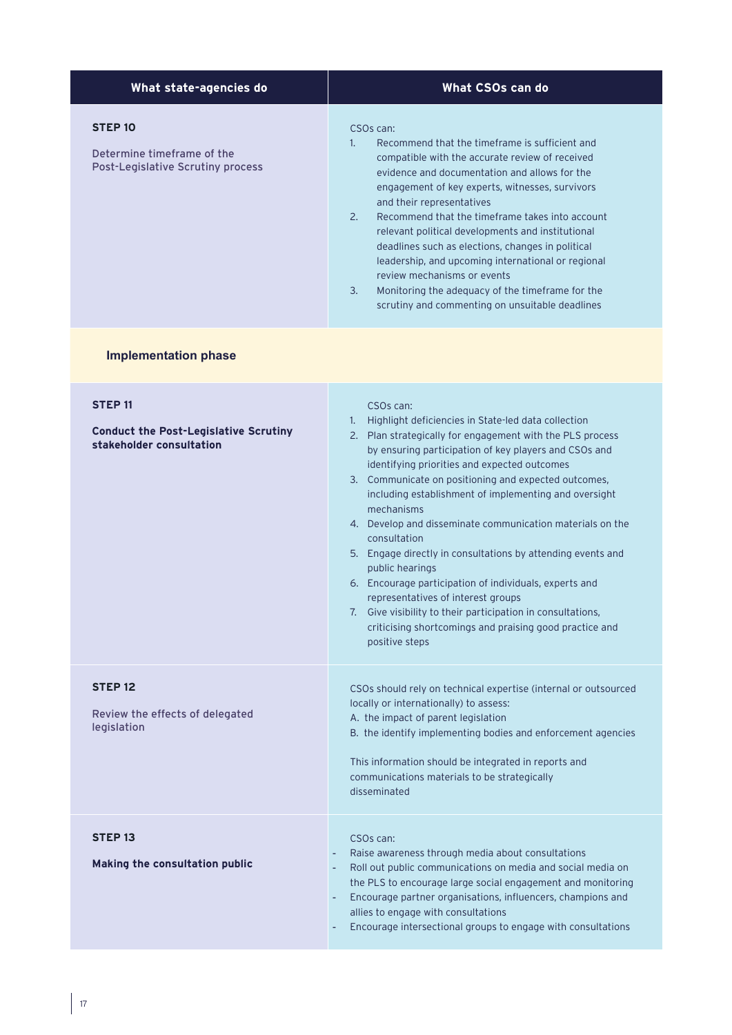| What state-agencies do | What CSOs can do |
|---|---|
| **STEP 10**<br><br>Determine timeframe of the Post-Legislative Scrutiny process | CSOs can:<br>1. Recommend that the timeframe is sufficient and compatible with the accurate review of received evidence and documentation and allows for the engagement of key experts, witnesses, survivors and their representatives<br>2. Recommend that the timeframe takes into account relevant political developments and institutional deadlines such as elections, changes in political leadership, and upcoming international or regional review mechanisms or events<br>3. Monitoring the adequacy of the timeframe for the scrutiny and commenting on unsuitable deadlines |
| **Implementation phase** | |
| **STEP 11**<br><br>**Conduct the Post-Legislative Scrutiny stakeholder consultation** | CSOs can:<br>1. Highlight deficiencies in State-led data collection<br>2. Plan strategically for engagement with the PLS process by ensuring participation of key players and CSOs and identifying priorities and expected outcomes<br>3. Communicate on positioning and expected outcomes, including establishment of implementing and oversight mechanisms<br>4. Develop and disseminate communication materials on the consultation<br>5. Engage directly in consultations by attending events and public hearings<br>6. Encourage participation of individuals, experts and representatives of interest groups<br>7. Give visibility to their participation in consultations, criticising shortcomings and praising good practice and positive steps |
| **STEP 12**<br><br>Review the effects of delegated legislation | CSOs should rely on technical expertise (internal or outsourced locally or internationally) to assess:<br>A. the impact of parent legislation<br>B. the identify implementing bodies and enforcement agencies<br><br>This information should be integrated in reports and communications materials to be strategically disseminated |
| **STEP 13**<br><br>**Making the consultation public** | CSOs can:<br>- Raise awareness through media about consultations<br>- Roll out public communications on media and social media on the PLS to encourage large social engagement and monitoring<br>- Encourage partner organisations, influencers, champions and allies to engage with consultations<br>- Encourage intersectional groups to engage with consultations |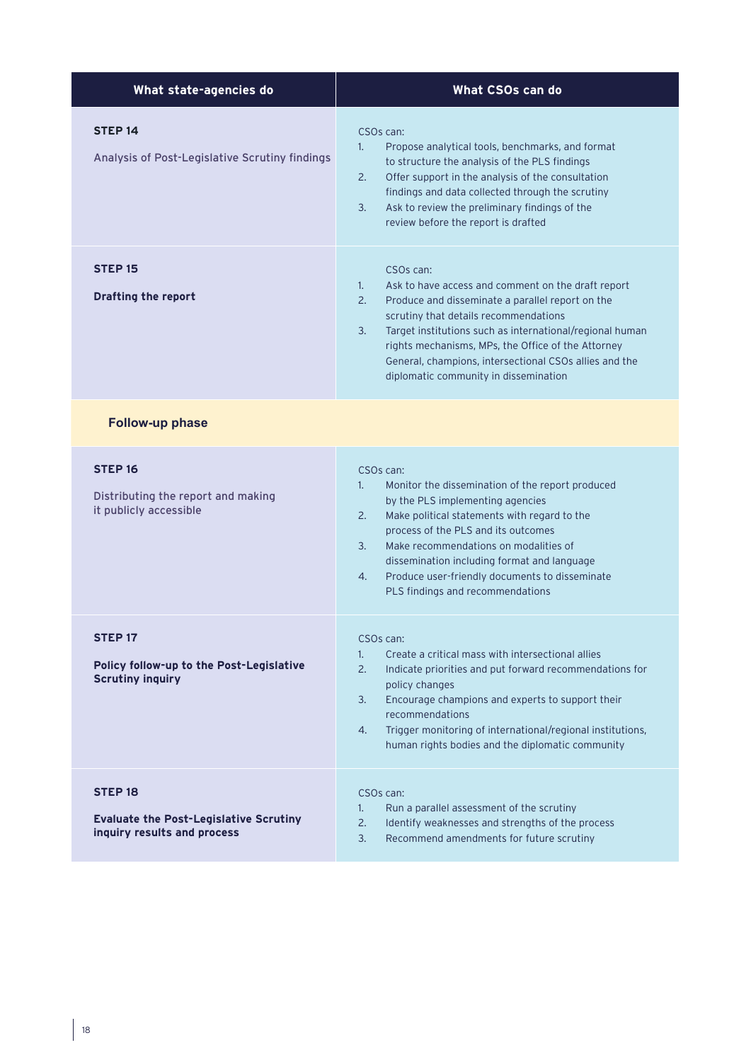| What state-agencies do | What CSOs can do |
|---|---|
| **STEP 14**<br><br>Analysis of Post-Legislative Scrutiny findings | CSOs can:<br>1. Propose analytical tools, benchmarks, and format to structure the analysis of the PLS findings<br>2. Offer support in the analysis of the consultation findings and data collected through the scrutiny<br>3. Ask to review the preliminary findings of the review before the report is drafted |
| **STEP 15**<br><br>**Drafting the report** | CSOs can:<br>1. Ask to have access and comment on the draft report<br>2. Produce and disseminate a parallel report on the scrutiny that details recommendations<br>3. Target institutions such as international/regional human rights mechanisms, MPs, the Office of the Attorney General, champions, intersectional CSOs allies and the diplomatic community in dissemination |
| **Follow-up phase** | |
| **STEP 16**<br><br>Distributing the report and making it publicly accessible | CSOs can:<br>1. Monitor the dissemination of the report produced by the PLS implementing agencies<br>2. Make political statements with regard to the process of the PLS and its outcomes<br>3. Make recommendations on modalities of dissemination including format and language<br>4. Produce user-friendly documents to disseminate PLS findings and recommendations |
| **STEP 17**<br><br>**Policy follow-up to the Post-Legislative Scrutiny inquiry** | CSOs can:<br>1. Create a critical mass with intersectional allies<br>2. Indicate priorities and put forward recommendations for policy changes<br>3. Encourage champions and experts to support their recommendations<br>4. Trigger monitoring of international/regional institutions, human rights bodies and the diplomatic community |
| **STEP 18**<br><br>**Evaluate the Post-Legislative Scrutiny inquiry results and process** | CSOs can:<br>1. Run a parallel assessment of the scrutiny<br>2. Identify weaknesses and strengths of the process<br>3. Recommend amendments for future scrutiny |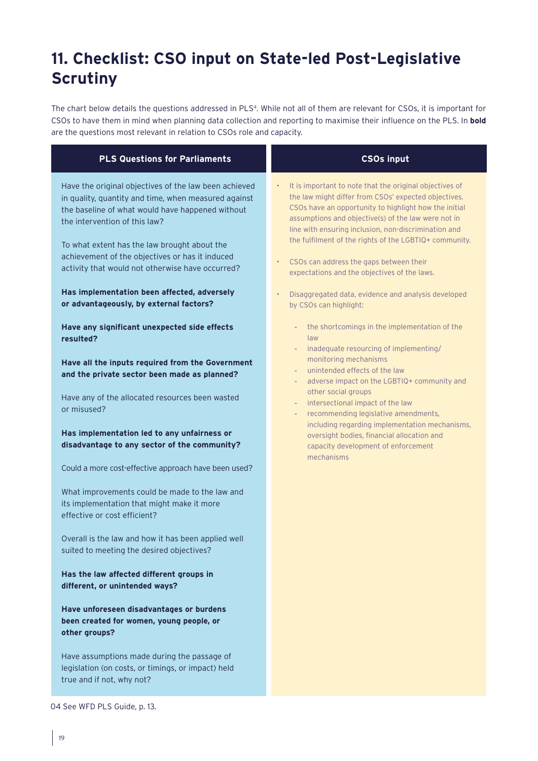# 11. Checklist: CSO input on State-led Post-Legislative Scrutiny

The chart below details the questions addressed in PLS[4]. While not all of them are relevant for CSOs, it is important for CSOs to have them in mind when planning data collection and reporting to maximise their influence on the PLS. In **bold** are the questions most relevant in relation to CSOs role and capacity.

| PLS Questions for Parliaments | CSOs input |
|---|---|
| Have the original objectives of the law been achieved in quality, quantity and time, when measured against the baseline of what would have happened without the intervention of this law?<br><br>To what extent has the law brought about the achievement of the objectives or has it induced activity that would not otherwise have occurred?<br><br>**Has implementation been affected, adversely or advantageously, by external factors?**<br><br>**Have any significant unexpected side effects resulted?**<br><br>**Have all the inputs required from the Government and the private sector been made as planned?**<br><br>Have any of the allocated resources been wasted or misused?<br><br>**Has implementation led to any unfairness or disadvantage to any sector of the community?**<br><br>Could a more cost-effective approach have been used?<br><br>What improvements could be made to the law and its implementation that might make it more effective or cost efficient?<br><br>Overall is the law and how it has been applied well suited to meeting the desired objectives?<br><br>**Has the law affected different groups in different, or unintended ways?**<br><br>**Have unforeseen disadvantages or burdens been created for women, young people, or other groups?**<br><br>Have assumptions made during the passage of legislation (on costs, or timings, or impact) held true and if not, why not? | • It is important to note that the original objectives of the law might differ from CSOs' expected objectives. CSOs have an opportunity to highlight how the initial assumptions and objective(s) of the law were not in line with ensuring inclusion, non-discrimination and the fulfilment of the rights of the LGBTIQ+ community.<br><br>• CSOs can address the gaps between their expectations and the objectives of the laws.<br><br>• Disaggregated data, evidence and analysis developed by CSOs can highlight:<br>- the shortcomings in the implementation of the law<br>- inadequate resourcing of implementing/monitoring mechanisms<br>- unintended effects of the law<br>- adverse impact on the LGBTIQ+ community and other social groups<br>- intersectional impact of the law<br>- recommending legislative amendments, including regarding implementation mechanisms, oversight bodies, financial allocation and capacity development of enforcement mechanisms |

04 See WFD PLS Guide, p. 13.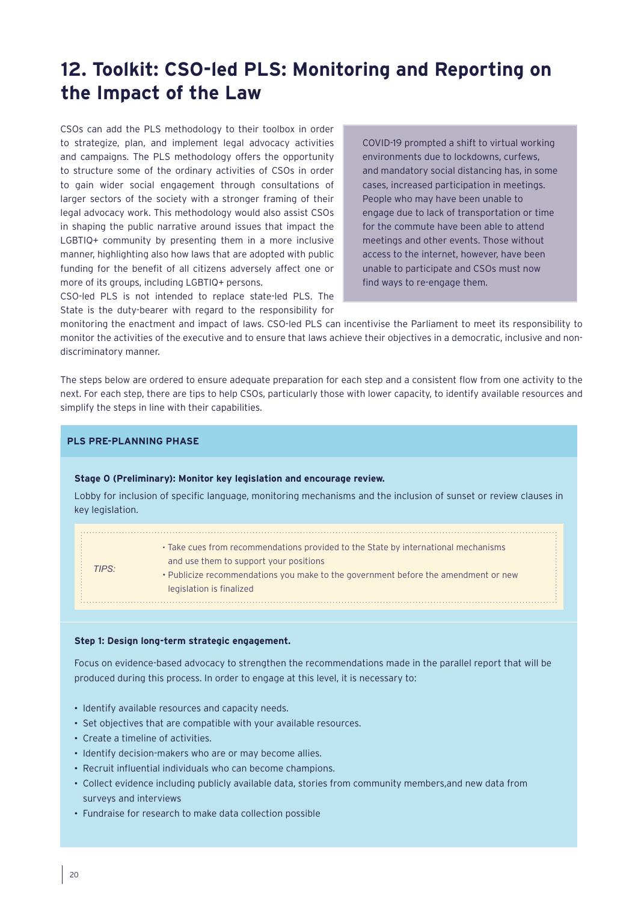## 12. Toolkit: CSO-led PLS: Monitoring and Reporting on the Impact of the Law

CSOs can add the PLS methodology to their toolbox in order to strategize, plan, and implement legal advocacy activities and campaigns. The PLS methodology offers the opportunity to structure some of the ordinary activities of CSOs in order to gain wider social engagement through consultations of larger sectors of the society with a stronger framing of their legal advocacy work. This methodology would also assist CSOs in shaping the public narrative around issues that impact the LGBTIQ+ community by presenting them in a more inclusive manner, highlighting also how laws that are adopted with public funding for the benefit of all citizens adversely affect one or more of its groups, including LGBTIQ+ persons.

CSO-led PLS is not intended to replace state-led PLS. The State is the duty-bearer with regard to the responsibility for monitoring the enactment and impact of laws. CSO-led PLS can incentivise the Parliament to meet its responsibility to monitor the activities of the executive and to ensure that laws achieve their objectives in a democratic, inclusive and non-discriminatory manner.

> COVID-19 prompted a shift to virtual working environments due to lockdowns, curfews, and mandatory social distancing has, in some cases, increased participation in meetings. People who may have been unable to engage due to lack of transportation or time for the commute have been able to attend meetings and other events. Those without access to the internet, however, have been unable to participate and CSOs must now find ways to re-engage them.

The steps below are ordered to ensure adequate preparation for each step and a consistent flow from one activity to the next. For each step, there are tips to help CSOs, particularly those with lower capacity, to identify available resources and simplify the steps in line with their capabilities.

### PLS PRE-PLANNING PHASE

**Stage 0 (Preliminary): Monitor key legislation and encourage review.**

Lobby for inclusion of specific language, monitoring mechanisms and the inclusion of sunset or review clauses in key legislation.

*TIPS:*

- Take cues from recommendations provided to the State by international mechanisms and use them to support your positions
- Publicize recommendations you make to the government before the amendment or new legislation is finalized

**Step 1: Design long-term strategic engagement.**

Focus on evidence-based advocacy to strengthen the recommendations made in the parallel report that will be produced during this process. In order to engage at this level, it is necessary to:

- Identify available resources and capacity needs.
- Set objectives that are compatible with your available resources.
- Create a timeline of activities.
- Identify decision-makers who are or may become allies.
- Recruit influential individuals who can become champions.
- Collect evidence including publicly available data, stories from community members,and new data from surveys and interviews
- Fundraise for research to make data collection possible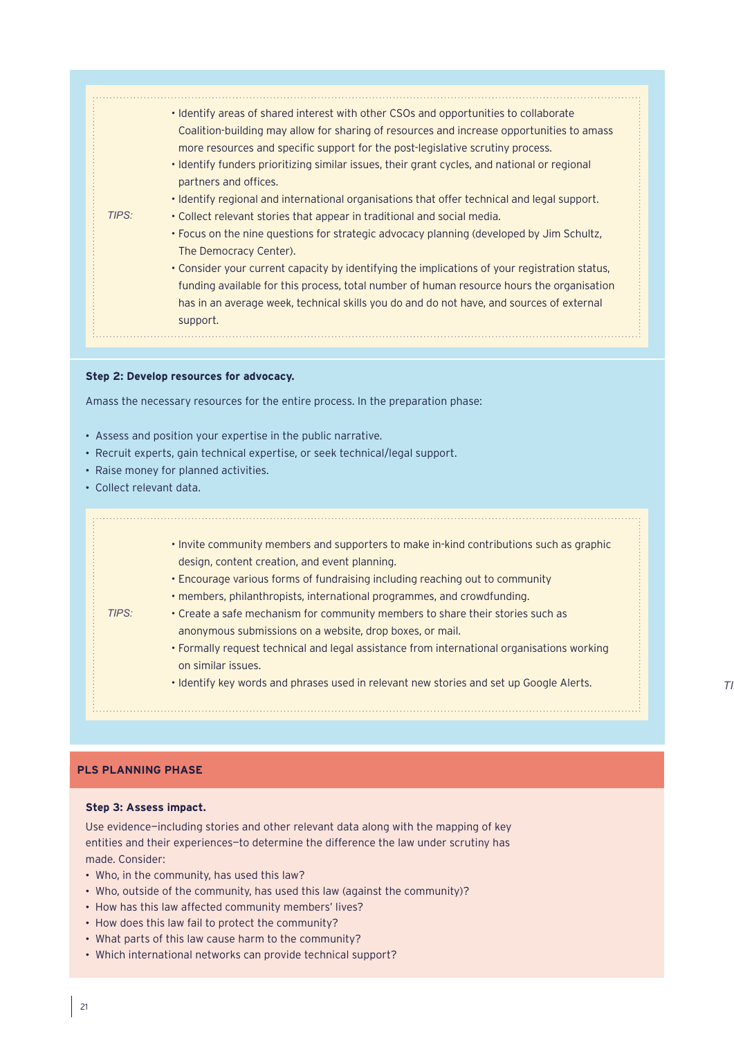*TIPS:*

- Identify areas of shared interest with other CSOs and opportunities to collaborate Coalition-building may allow for sharing of resources and increase opportunities to amass more resources and specific support for the post-legislative scrutiny process.
- Identify funders prioritizing similar issues, their grant cycles, and national or regional partners and offices.
- Identify regional and international organisations that offer technical and legal support.
- Collect relevant stories that appear in traditional and social media.
- Focus on the nine questions for strategic advocacy planning (developed by Jim Schultz, The Democracy Center).
- Consider your current capacity by identifying the implications of your registration status, funding available for this process, total number of human resource hours the organisation has in an average week, technical skills you do and do not have, and sources of external support.

**Step 2: Develop resources for advocacy.**

Amass the necessary resources for the entire process. In the preparation phase:

- Assess and position your expertise in the public narrative.
- Recruit experts, gain technical expertise, or seek technical/legal support.
- Raise money for planned activities.
- Collect relevant data.

*TIPS:*

- Invite community members and supporters to make in-kind contributions such as graphic design, content creation, and event planning.
- Encourage various forms of fundraising including reaching out to community
- members, philanthropists, international programmes, and crowdfunding.
- Create a safe mechanism for community members to share their stories such as anonymous submissions on a website, drop boxes, or mail.
- Formally request technical and legal assistance from international organisations working on similar issues.
- Identify key words and phrases used in relevant new stories and set up Google Alerts.

## PLS PLANNING PHASE

**Step 3: Assess impact.**

Use evidence—including stories and other relevant data along with the mapping of key entities and their experiences—to determine the difference the law under scrutiny has made. Consider:

- Who, in the community, has used this law?
- Who, outside of the community, has used this law (against the community)?
- How has this law affected community members' lives?
- How does this law fail to protect the community?
- What parts of this law cause harm to the community?
- Which international networks can provide technical support?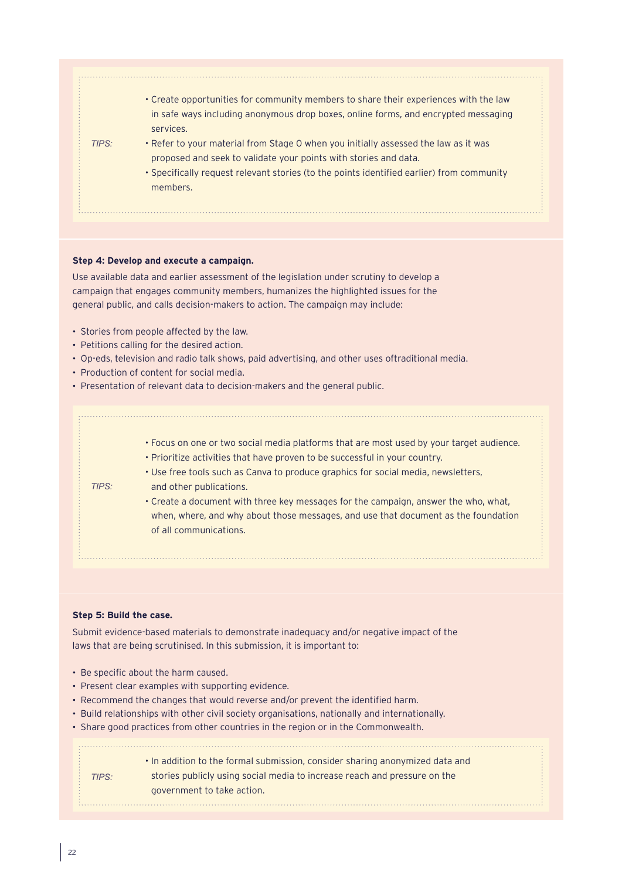*TIPS:*

- Create opportunities for community members to share their experiences with the law in safe ways including anonymous drop boxes, online forms, and encrypted messaging services.
- Refer to your material from Stage 0 when you initially assessed the law as it was proposed and seek to validate your points with stories and data.
- Specifically request relevant stories (to the points identified earlier) from community members.

**Step 4: Develop and execute a campaign.**

Use available data and earlier assessment of the legislation under scrutiny to develop a campaign that engages community members, humanizes the highlighted issues for the general public, and calls decision-makers to action. The campaign may include:

- Stories from people affected by the law.
- Petitions calling for the desired action.
- Op-eds, television and radio talk shows, paid advertising, and other uses oftraditional media.
- Production of content for social media.
- Presentation of relevant data to decision-makers and the general public.

*TIPS:*

- Focus on one or two social media platforms that are most used by your target audience.
- Prioritize activities that have proven to be successful in your country.
- Use free tools such as Canva to produce graphics for social media, newsletters, and other publications.
- Create a document with three key messages for the campaign, answer the who, what, when, where, and why about those messages, and use that document as the foundation of all communications.

**Step 5: Build the case.**

Submit evidence-based materials to demonstrate inadequacy and/or negative impact of the laws that are being scrutinised. In this submission, it is important to:

- Be specific about the harm caused.
- Present clear examples with supporting evidence.
- Recommend the changes that would reverse and/or prevent the identified harm.
- Build relationships with other civil society organisations, nationally and internationally.
- Share good practices from other countries in the region or in the Commonwealth.

*TIPS:*

- In addition to the formal submission, consider sharing anonymized data and stories publicly using social media to increase reach and pressure on the government to take action.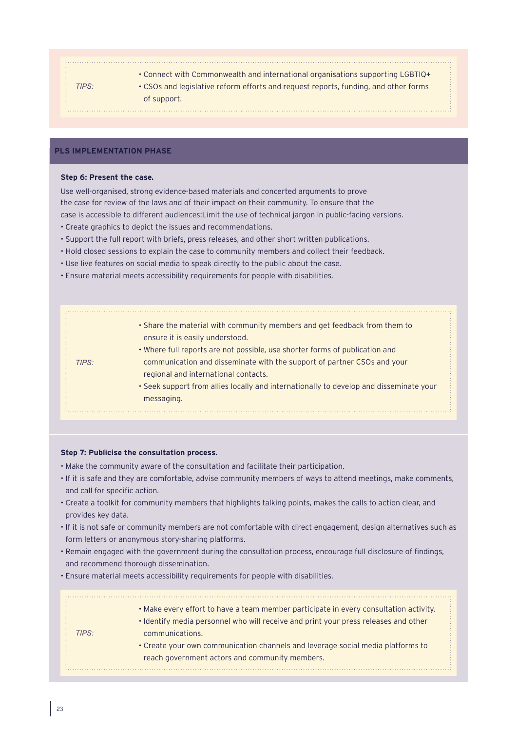*TIPS:*

- Connect with Commonwealth and international organisations supporting LGBTIQ+
- CSOs and legislative reform efforts and request reports, funding, and other forms of support.

## PLS IMPLEMENTATION PHASE

**Step 6: Present the case.**

Use well-organised, strong evidence-based materials and concerted arguments to prove the case for review of the laws and of their impact on their community. To ensure that the case is accessible to different audiences:Limit the use of technical jargon in public-facing versions.

- Create graphics to depict the issues and recommendations.
- Support the full report with briefs, press releases, and other short written publications.
- Hold closed sessions to explain the case to community members and collect their feedback.
- Use live features on social media to speak directly to the public about the case.
- Ensure material meets accessibility requirements for people with disabilities.

*TIPS:*

- Share the material with community members and get feedback from them to ensure it is easily understood.
- Where full reports are not possible, use shorter forms of publication and communication and disseminate with the support of partner CSOs and your regional and international contacts.
- Seek support from allies locally and internationally to develop and disseminate your messaging.

**Step 7: Publicise the consultation process.**

- Make the community aware of the consultation and facilitate their participation.
- If it is safe and they are comfortable, advise community members of ways to attend meetings, make comments, and call for specific action.
- Create a toolkit for community members that highlights talking points, makes the calls to action clear, and provides key data.
- If it is not safe or community members are not comfortable with direct engagement, design alternatives such as form letters or anonymous story-sharing platforms.
- Remain engaged with the government during the consultation process, encourage full disclosure of findings, and recommend thorough dissemination.
- Ensure material meets accessibility requirements for people with disabilities.

*TIPS:*

- Make every effort to have a team member participate in every consultation activity.
- Identify media personnel who will receive and print your press releases and other communications.
- Create your own communication channels and leverage social media platforms to reach government actors and community members.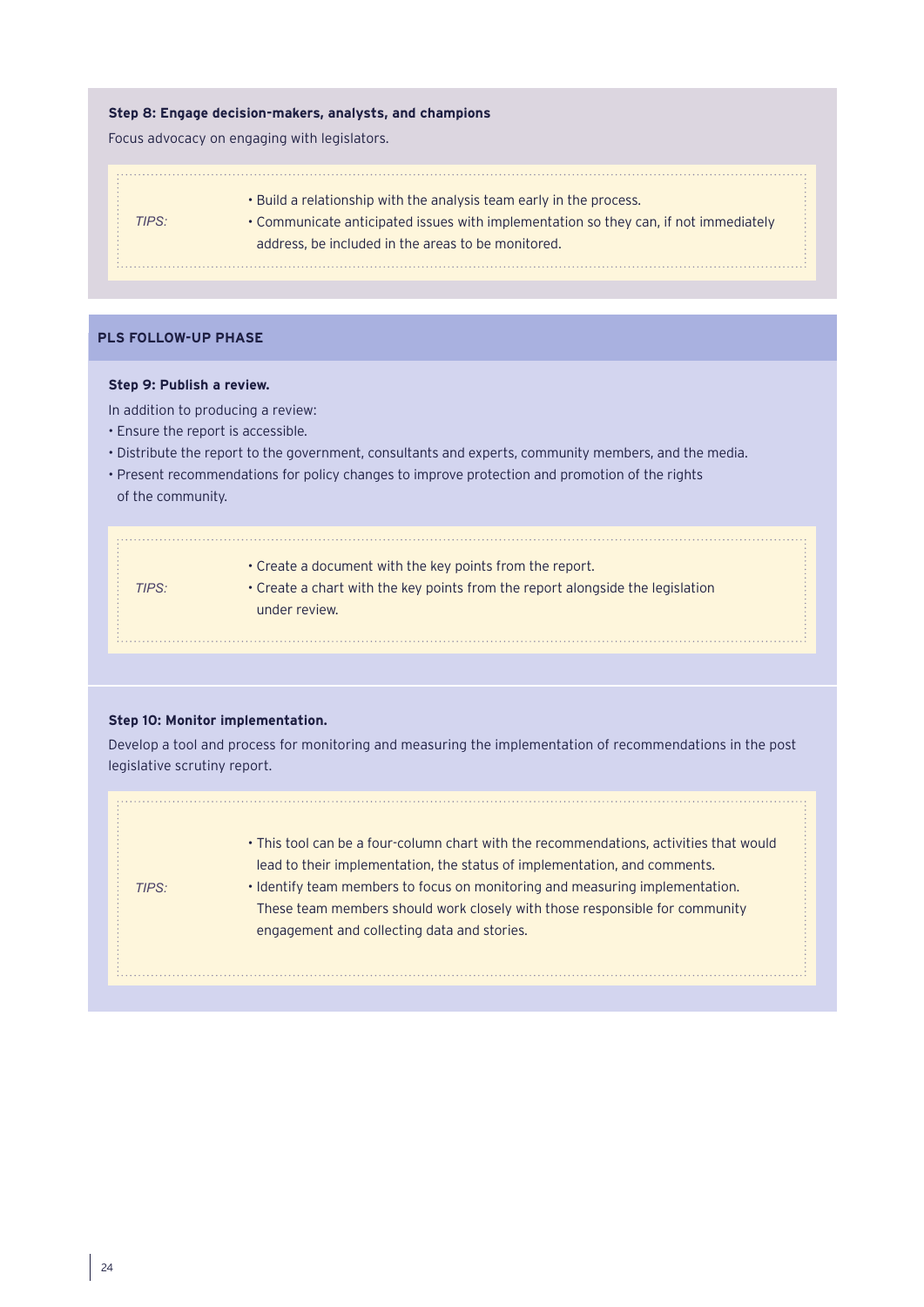**Step 8: Engage decision-makers, analysts, and champions**

Focus advocacy on engaging with legislators.

*TIPS:*

- Build a relationship with the analysis team early in the process.
- Communicate anticipated issues with implementation so they can, if not immediately address, be included in the areas to be monitored.

## PLS FOLLOW-UP PHASE

**Step 9: Publish a review.**

In addition to producing a review:

- Ensure the report is accessible.
- Distribute the report to the government, consultants and experts, community members, and the media.
- Present recommendations for policy changes to improve protection and promotion of the rights of the community.

*TIPS:*

- Create a document with the key points from the report.
- Create a chart with the key points from the report alongside the legislation under review.

**Step 10: Monitor implementation.**

Develop a tool and process for monitoring and measuring the implementation of recommendations in the post legislative scrutiny report.

*TIPS:*

- This tool can be a four-column chart with the recommendations, activities that would lead to their implementation, the status of implementation, and comments.
- Identify team members to focus on monitoring and measuring implementation. These team members should work closely with those responsible for community engagement and collecting data and stories.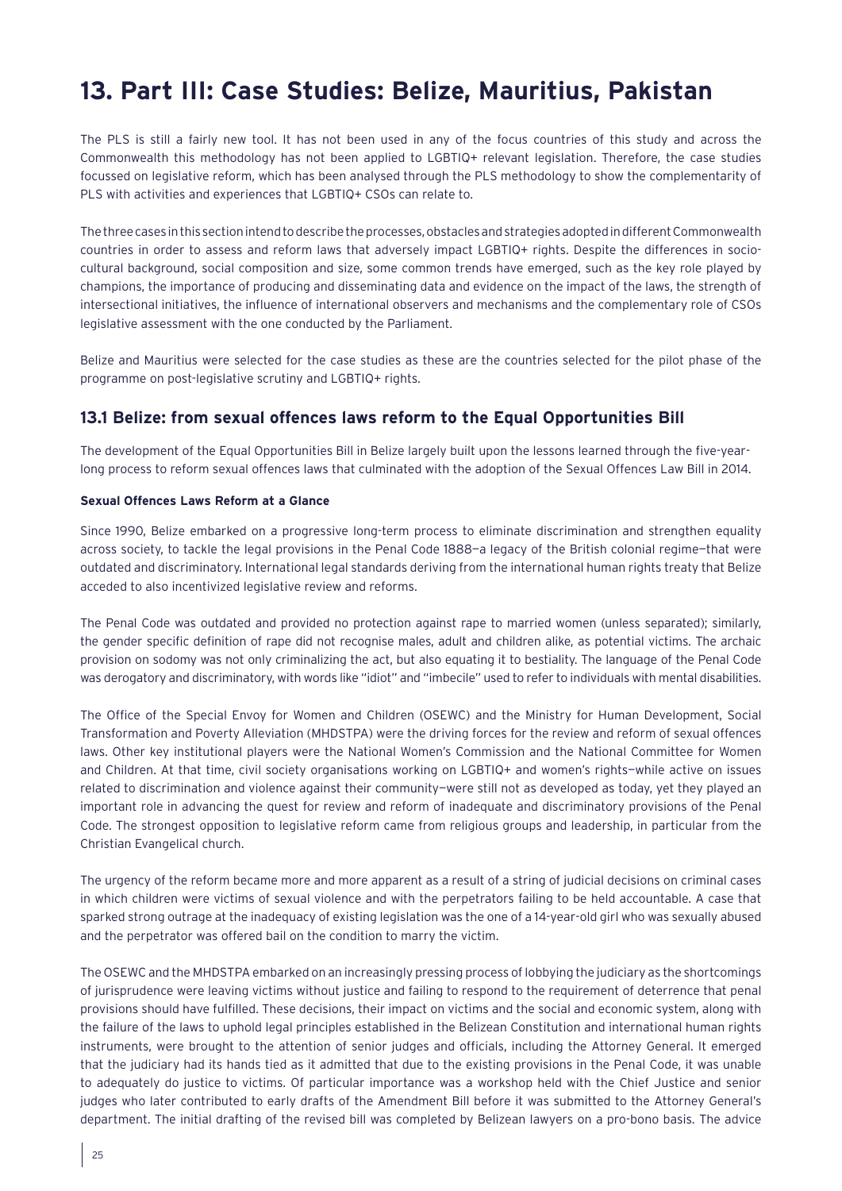# 13. Part III: Case Studies: Belize, Mauritius, Pakistan

The PLS is still a fairly new tool. It has not been used in any of the focus countries of this study and across the Commonwealth this methodology has not been applied to LGBTIQ+ relevant legislation. Therefore, the case studies focussed on legislative reform, which has been analysed through the PLS methodology to show the complementarity of PLS with activities and experiences that LGBTIQ+ CSOs can relate to.

The three cases in this section intend to describe the processes, obstacles and strategies adopted in different Commonwealth countries in order to assess and reform laws that adversely impact LGBTIQ+ rights. Despite the differences in socio-cultural background, social composition and size, some common trends have emerged, such as the key role played by champions, the importance of producing and disseminating data and evidence on the impact of the laws, the strength of intersectional initiatives, the influence of international observers and mechanisms and the complementary role of CSOs legislative assessment with the one conducted by the Parliament.

Belize and Mauritius were selected for the case studies as these are the countries selected for the pilot phase of the programme on post-legislative scrutiny and LGBTIQ+ rights.

## 13.1 Belize: from sexual offences laws reform to the Equal Opportunities Bill

The development of the Equal Opportunities Bill in Belize largely built upon the lessons learned through the five-year-long process to reform sexual offences laws that culminated with the adoption of the Sexual Offences Law Bill in 2014.

**Sexual Offences Laws Reform at a Glance**

Since 1990, Belize embarked on a progressive long-term process to eliminate discrimination and strengthen equality across society, to tackle the legal provisions in the Penal Code 1888—a legacy of the British colonial regime—that were outdated and discriminatory. International legal standards deriving from the international human rights treaty that Belize acceded to also incentivized legislative review and reforms.

The Penal Code was outdated and provided no protection against rape to married women (unless separated); similarly, the gender specific definition of rape did not recognise males, adult and children alike, as potential victims. The archaic provision on sodomy was not only criminalizing the act, but also equating it to bestiality. The language of the Penal Code was derogatory and discriminatory, with words like "idiot" and "imbecile" used to refer to individuals with mental disabilities.

The Office of the Special Envoy for Women and Children (OSEWC) and the Ministry for Human Development, Social Transformation and Poverty Alleviation (MHDSTPA) were the driving forces for the review and reform of sexual offences laws. Other key institutional players were the National Women's Commission and the National Committee for Women and Children. At that time, civil society organisations working on LGBTIQ+ and women's rights—while active on issues related to discrimination and violence against their community—were still not as developed as today, yet they played an important role in advancing the quest for review and reform of inadequate and discriminatory provisions of the Penal Code. The strongest opposition to legislative reform came from religious groups and leadership, in particular from the Christian Evangelical church.

The urgency of the reform became more and more apparent as a result of a string of judicial decisions on criminal cases in which children were victims of sexual violence and with the perpetrators failing to be held accountable. A case that sparked strong outrage at the inadequacy of existing legislation was the one of a 14-year-old girl who was sexually abused and the perpetrator was offered bail on the condition to marry the victim.

The OSEWC and the MHDSTPA embarked on an increasingly pressing process of lobbying the judiciary as the shortcomings of jurisprudence were leaving victims without justice and failing to respond to the requirement of deterrence that penal provisions should have fulfilled. These decisions, their impact on victims and the social and economic system, along with the failure of the laws to uphold legal principles established in the Belizean Constitution and international human rights instruments, were brought to the attention of senior judges and officials, including the Attorney General. It emerged that the judiciary had its hands tied as it admitted that due to the existing provisions in the Penal Code, it was unable to adequately do justice to victims. Of particular importance was a workshop held with the Chief Justice and senior judges who later contributed to early drafts of the Amendment Bill before it was submitted to the Attorney General's department. The initial drafting of the revised bill was completed by Belizean lawyers on a pro-bono basis. The advice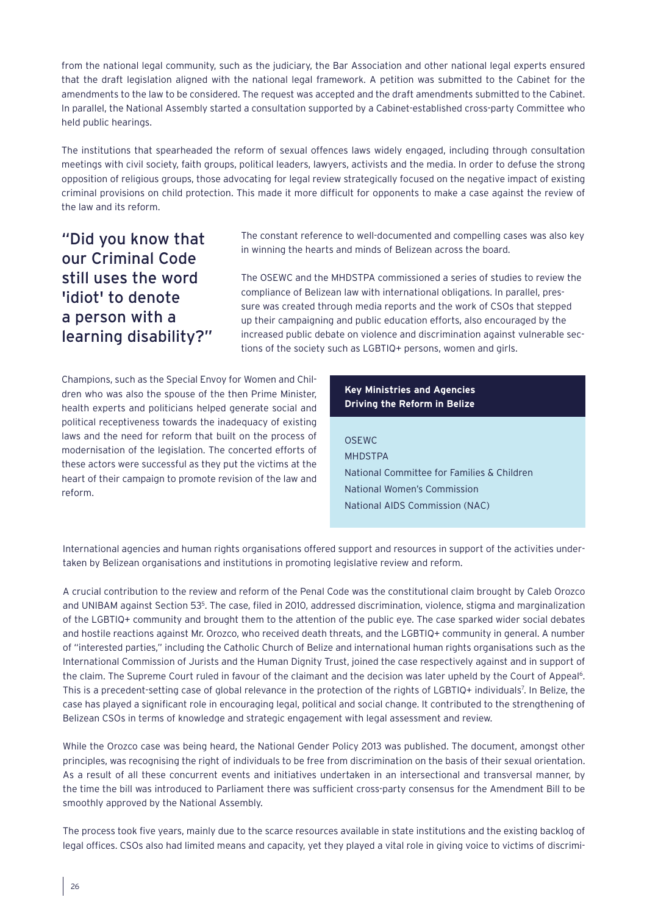from the national legal community, such as the judiciary, the Bar Association and other national legal experts ensured that the draft legislation aligned with the national legal framework. A petition was submitted to the Cabinet for the amendments to the law to be considered. The request was accepted and the draft amendments submitted to the Cabinet. In parallel, the National Assembly started a consultation supported by a Cabinet-established cross-party Committee who held public hearings.

The institutions that spearheaded the reform of sexual offences laws widely engaged, including through consultation meetings with civil society, faith groups, political leaders, lawyers, activists and the media. In order to defuse the strong opposition of religious groups, those advocating for legal review strategically focused on the negative impact of existing criminal provisions on child protection. This made it more difficult for opponents to make a case against the review of the law and its reform.

> "Did you know that our Criminal Code still uses the word 'idiot' to denote a person with a learning disability?"

The constant reference to well-documented and compelling cases was also key in winning the hearts and minds of Belizean across the board.

The OSEWC and the MHDSTPA commissioned a series of studies to review the compliance of Belizean law with international obligations. In parallel, pressure was created through media reports and the work of CSOs that stepped up their campaigning and public education efforts, also encouraged by the increased public debate on violence and discrimination against vulnerable sections of the society such as LGBTIQ+ persons, women and girls.

Champions, such as the Special Envoy for Women and Children who was also the spouse of the then Prime Minister, health experts and politicians helped generate social and political receptiveness towards the inadequacy of existing laws and the need for reform that built on the process of modernisation of the legislation. The concerted efforts of these actors were successful as they put the victims at the heart of their campaign to promote revision of the law and reform.

**Key Ministries and Agencies Driving the Reform in Belize**

- OSEWC
- MHDSTPA
- National Committee for Families & Children
- National Women's Commission
- National AIDS Commission (NAC)

International agencies and human rights organisations offered support and resources in support of the activities undertaken by Belizean organisations and institutions in promoting legislative review and reform.

A crucial contribution to the review and reform of the Penal Code was the constitutional claim brought by Caleb Orozco and UNIBAM against Section 53[5]. The case, filed in 2010, addressed discrimination, violence, stigma and marginalization of the LGBTIQ+ community and brought them to the attention of the public eye. The case sparked wider social debates and hostile reactions against Mr. Orozco, who received death threats, and the LGBTIQ+ community in general. A number of "interested parties," including the Catholic Church of Belize and international human rights organisations such as the International Commission of Jurists and the Human Dignity Trust, joined the case respectively against and in support of the claim. The Supreme Court ruled in favour of the claimant and the decision was later upheld by the Court of Appeal[6]. This is a precedent-setting case of global relevance in the protection of the rights of LGBTIQ+ individuals[7]. In Belize, the case has played a significant role in encouraging legal, political and social change. It contributed to the strengthening of Belizean CSOs in terms of knowledge and strategic engagement with legal assessment and review.

While the Orozco case was being heard, the National Gender Policy 2013 was published. The document, amongst other principles, was recognising the right of individuals to be free from discrimination on the basis of their sexual orientation. As a result of all these concurrent events and initiatives undertaken in an intersectional and transversal manner, by the time the bill was introduced to Parliament there was sufficient cross-party consensus for the Amendment Bill to be smoothly approved by the National Assembly.

The process took five years, mainly due to the scarce resources available in state institutions and the existing backlog of legal offices. CSOs also had limited means and capacity, yet they played a vital role in giving voice to victims of discrimi-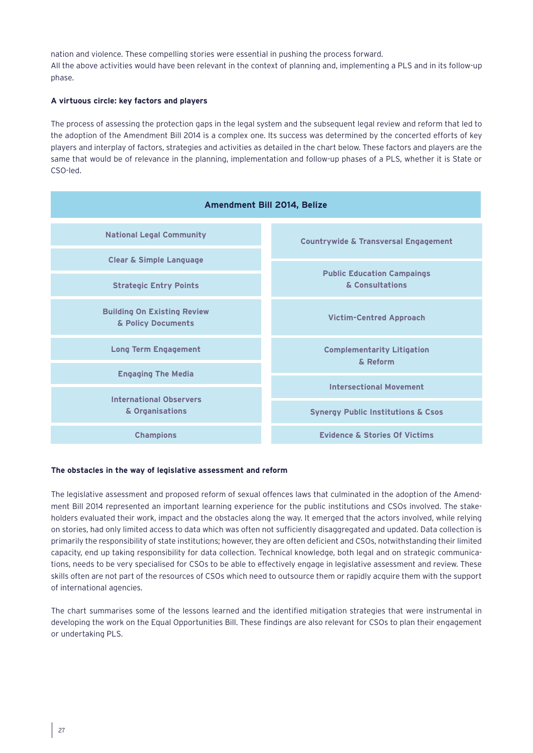nation and violence. These compelling stories were essential in pushing the process forward.
All the above activities would have been relevant in the context of planning and, implementing a PLS and in its follow-up phase.

**A virtuous circle: key factors and players**

The process of assessing the protection gaps in the legal system and the subsequent legal review and reform that led to the adoption of the Amendment Bill 2014 is a complex one. Its success was determined by the concerted efforts of key players and interplay of factors, strategies and activities as detailed in the chart below. These factors and players are the same that would be of relevance in the planning, implementation and follow-up phases of a PLS, whether it is State or CSO-led.

| Amendment Bill 2014, Belize | |
|---|---|
| National Legal Community | Countrywide & Transversal Engagement |
| Clear & Simple Language | |
| Strategic Entry Points | Public Education Campaings & Consultations |
| Building On Existing Review & Policy Documents | Victim-Centred Approach |
| Long Term Engagement | Complementarity Litigation & Reform |
| Engaging The Media | |
| International Observers & Organisations | Intersectional Movement |
| | Synergy Public Institutions & Csos |
| Champions | Evidence & Stories Of Victims |

**The obstacles in the way of legislative assessment and reform**

The legislative assessment and proposed reform of sexual offences laws that culminated in the adoption of the Amendment Bill 2014 represented an important learning experience for the public institutions and CSOs involved. The stakeholders evaluated their work, impact and the obstacles along the way. It emerged that the actors involved, while relying on stories, had only limited access to data which was often not sufficiently disaggregated and updated. Data collection is primarily the responsibility of state institutions; however, they are often deficient and CSOs, notwithstanding their limited capacity, end up taking responsibility for data collection. Technical knowledge, both legal and on strategic communications, needs to be very specialised for CSOs to be able to effectively engage in legislative assessment and review. These skills often are not part of the resources of CSOs which need to outsource them or rapidly acquire them with the support of international agencies.

The chart summarises some of the lessons learned and the identified mitigation strategies that were instrumental in developing the work on the Equal Opportunities Bill. These findings are also relevant for CSOs to plan their engagement or undertaking PLS.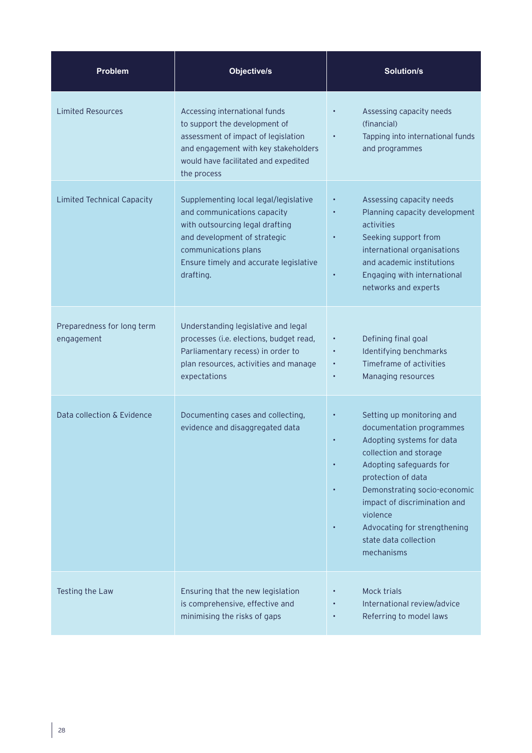| Problem | Objective/s | Solution/s |
|---|---|---|
| Limited Resources | Accessing international funds to support the development of assessment of impact of legislation and engagement with key stakeholders would have facilitated and expedited the process | • Assessing capacity needs (financial)<br>• Tapping into international funds and programmes |
| Limited Technical Capacity | Supplementing local legal/legislative and communications capacity with outsourcing legal drafting and development of strategic communications plans<br>Ensure timely and accurate legislative drafting. | • Assessing capacity needs<br>• Planning capacity development activities<br>• Seeking support from international organisations and academic institutions<br>• Engaging with international networks and experts |
| Preparedness for long term engagement | Understanding legislative and legal processes (i.e. elections, budget read, Parliamentary recess) in order to plan resources, activities and manage expectations | • Defining final goal<br>• Identifying benchmarks<br>• Timeframe of activities<br>• Managing resources |
| Data collection & Evidence | Documenting cases and collecting, evidence and disaggregated data | • Setting up monitoring and documentation programmes<br>• Adopting systems for data collection and storage<br>• Adopting safeguards for protection of data<br>• Demonstrating socio-economic impact of discrimination and violence<br>• Advocating for strengthening state data collection mechanisms |
| Testing the Law | Ensuring that the new legislation is comprehensive, effective and minimising the risks of gaps | • Mock trials<br>• International review/advice<br>• Referring to model laws |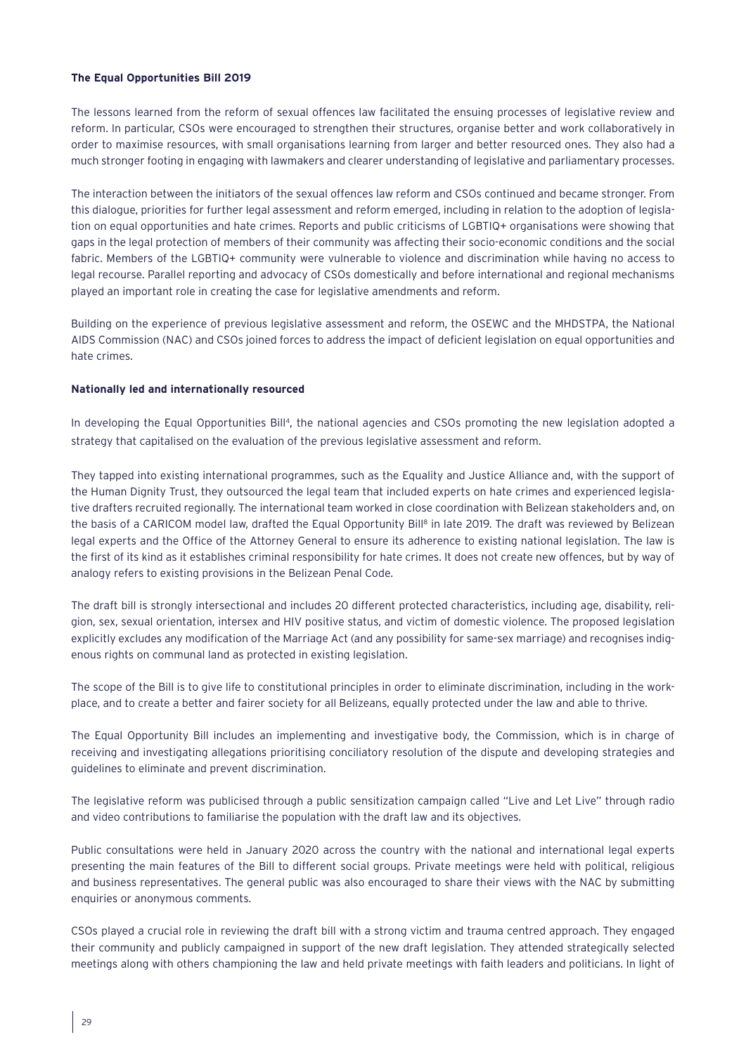**The Equal Opportunities Bill 2019**

The lessons learned from the reform of sexual offences law facilitated the ensuing processes of legislative review and reform. In particular, CSOs were encouraged to strengthen their structures, organise better and work collaboratively in order to maximise resources, with small organisations learning from larger and better resourced ones. They also had a much stronger footing in engaging with lawmakers and clearer understanding of legislative and parliamentary processes.

The interaction between the initiators of the sexual offences law reform and CSOs continued and became stronger. From this dialogue, priorities for further legal assessment and reform emerged, including in relation to the adoption of legislation on equal opportunities and hate crimes. Reports and public criticisms of LGBTIQ+ organisations were showing that gaps in the legal protection of members of their community was affecting their socio-economic conditions and the social fabric. Members of the LGBTIQ+ community were vulnerable to violence and discrimination while having no access to legal recourse. Parallel reporting and advocacy of CSOs domestically and before international and regional mechanisms played an important role in creating the case for legislative amendments and reform.

Building on the experience of previous legislative assessment and reform, the OSEWC and the MHDSTPA, the National AIDS Commission (NAC) and CSOs joined forces to address the impact of deficient legislation on equal opportunities and hate crimes.

**Nationally led and internationally resourced**

In developing the Equal Opportunities Bill[4], the national agencies and CSOs promoting the new legislation adopted a strategy that capitalised on the evaluation of the previous legislative assessment and reform.

They tapped into existing international programmes, such as the Equality and Justice Alliance and, with the support of the Human Dignity Trust, they outsourced the legal team that included experts on hate crimes and experienced legislative drafters recruited regionally. The international team worked in close coordination with Belizean stakeholders and, on the basis of a CARICOM model law, drafted the Equal Opportunity Bill[8] in late 2019. The draft was reviewed by Belizean legal experts and the Office of the Attorney General to ensure its adherence to existing national legislation. The law is the first of its kind as it establishes criminal responsibility for hate crimes. It does not create new offences, but by way of analogy refers to existing provisions in the Belizean Penal Code.

The draft bill is strongly intersectional and includes 20 different protected characteristics, including age, disability, religion, sex, sexual orientation, intersex and HIV positive status, and victim of domestic violence. The proposed legislation explicitly excludes any modification of the Marriage Act (and any possibility for same-sex marriage) and recognises indigenous rights on communal land as protected in existing legislation.

The scope of the Bill is to give life to constitutional principles in order to eliminate discrimination, including in the workplace, and to create a better and fairer society for all Belizeans, equally protected under the law and able to thrive.

The Equal Opportunity Bill includes an implementing and investigative body, the Commission, which is in charge of receiving and investigating allegations prioritising conciliatory resolution of the dispute and developing strategies and guidelines to eliminate and prevent discrimination.

The legislative reform was publicised through a public sensitization campaign called "Live and Let Live" through radio and video contributions to familiarise the population with the draft law and its objectives.

Public consultations were held in January 2020 across the country with the national and international legal experts presenting the main features of the Bill to different social groups. Private meetings were held with political, religious and business representatives. The general public was also encouraged to share their views with the NAC by submitting enquiries or anonymous comments.

CSOs played a crucial role in reviewing the draft bill with a strong victim and trauma centred approach. They engaged their community and publicly campaigned in support of the new draft legislation. They attended strategically selected meetings along with others championing the law and held private meetings with faith leaders and politicians. In light of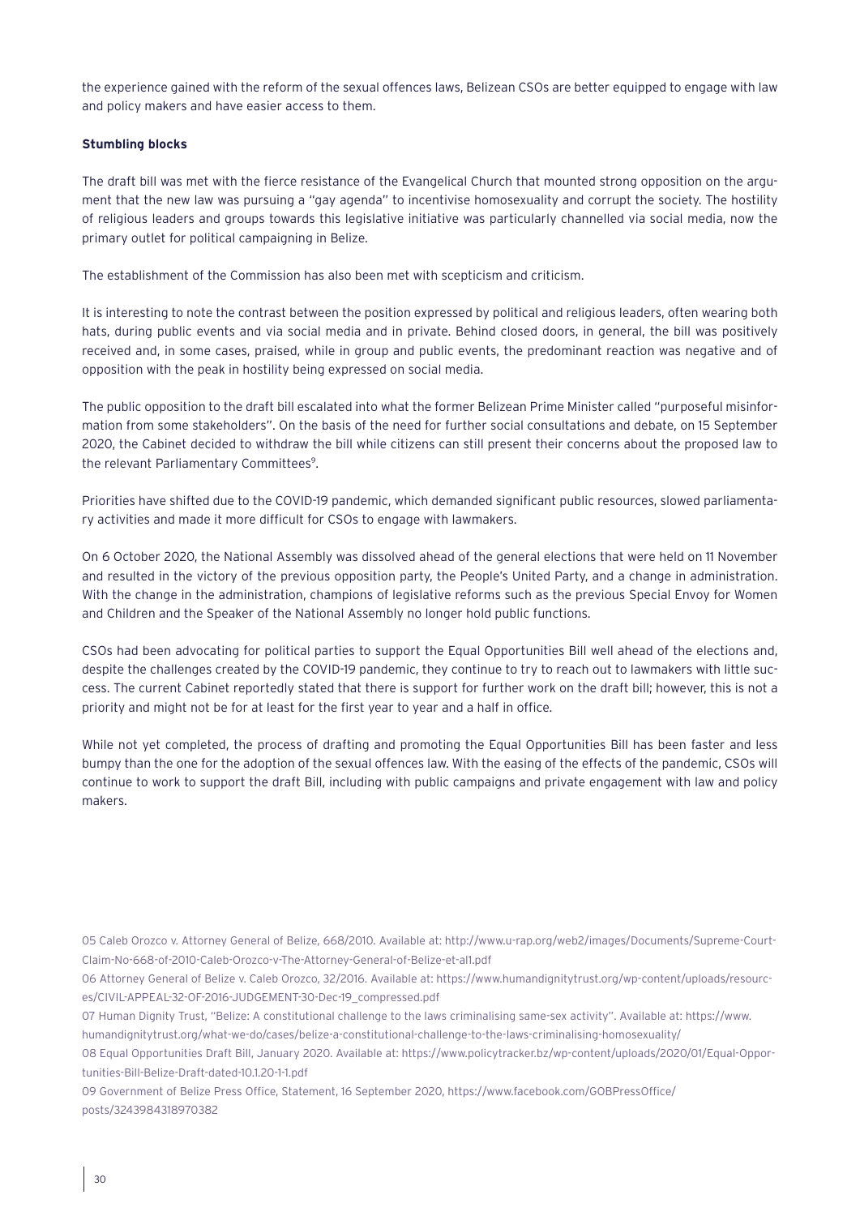the experience gained with the reform of the sexual offences laws, Belizean CSOs are better equipped to engage with law and policy makers and have easier access to them.

**Stumbling blocks**

The draft bill was met with the fierce resistance of the Evangelical Church that mounted strong opposition on the argument that the new law was pursuing a "gay agenda" to incentivise homosexuality and corrupt the society. The hostility of religious leaders and groups towards this legislative initiative was particularly channelled via social media, now the primary outlet for political campaigning in Belize.

The establishment of the Commission has also been met with scepticism and criticism.

It is interesting to note the contrast between the position expressed by political and religious leaders, often wearing both hats, during public events and via social media and in private. Behind closed doors, in general, the bill was positively received and, in some cases, praised, while in group and public events, the predominant reaction was negative and of opposition with the peak in hostility being expressed on social media.

The public opposition to the draft bill escalated into what the former Belizean Prime Minister called "purposeful misinformation from some stakeholders". On the basis of the need for further social consultations and debate, on 15 September 2020, the Cabinet decided to withdraw the bill while citizens can still present their concerns about the proposed law to the relevant Parliamentary Committees[9].

Priorities have shifted due to the COVID-19 pandemic, which demanded significant public resources, slowed parliamentary activities and made it more difficult for CSOs to engage with lawmakers.

On 6 October 2020, the National Assembly was dissolved ahead of the general elections that were held on 11 November and resulted in the victory of the previous opposition party, the People's United Party, and a change in administration. With the change in the administration, champions of legislative reforms such as the previous Special Envoy for Women and Children and the Speaker of the National Assembly no longer hold public functions.

CSOs had been advocating for political parties to support the Equal Opportunities Bill well ahead of the elections and, despite the challenges created by the COVID-19 pandemic, they continue to try to reach out to lawmakers with little success. The current Cabinet reportedly stated that there is support for further work on the draft bill; however, this is not a priority and might not be for at least for the first year to year and a half in office.

While not yet completed, the process of drafting and promoting the Equal Opportunities Bill has been faster and less bumpy than the one for the adoption of the sexual offences law. With the easing of the effects of the pandemic, CSOs will continue to work to support the draft Bill, including with public campaigns and private engagement with law and policy makers.

05 Caleb Orozco v. Attorney General of Belize, 668/2010. Available at: http://www.u-rap.org/web2/images/Documents/Supreme-Court-Claim-No-668-of-2010-Caleb-Orozco-v-The-Attorney-General-of-Belize-et-al1.pdf

06 Attorney General of Belize v. Caleb Orozco, 32/2016. Available at: https://www.humandignitytrust.org/wp-content/uploads/resources/CIVIL-APPEAL-32-OF-2016-JUDGEMENT-30-Dec-19_compressed.pdf

07 Human Dignity Trust, "Belize: A constitutional challenge to the laws criminalising same-sex activity". Available at: https://www.humandignitytrust.org/what-we-do/cases/belize-a-constitutional-challenge-to-the-laws-criminalising-homosexuality/

08 Equal Opportunities Draft Bill, January 2020. Available at: https://www.policytracker.bz/wp-content/uploads/2020/01/Equal-Opportunities-Bill-Belize-Draft-dated-10.1.20-1-1.pdf

09 Government of Belize Press Office, Statement, 16 September 2020, https://www.facebook.com/GOBPressOffice/posts/3243984318970382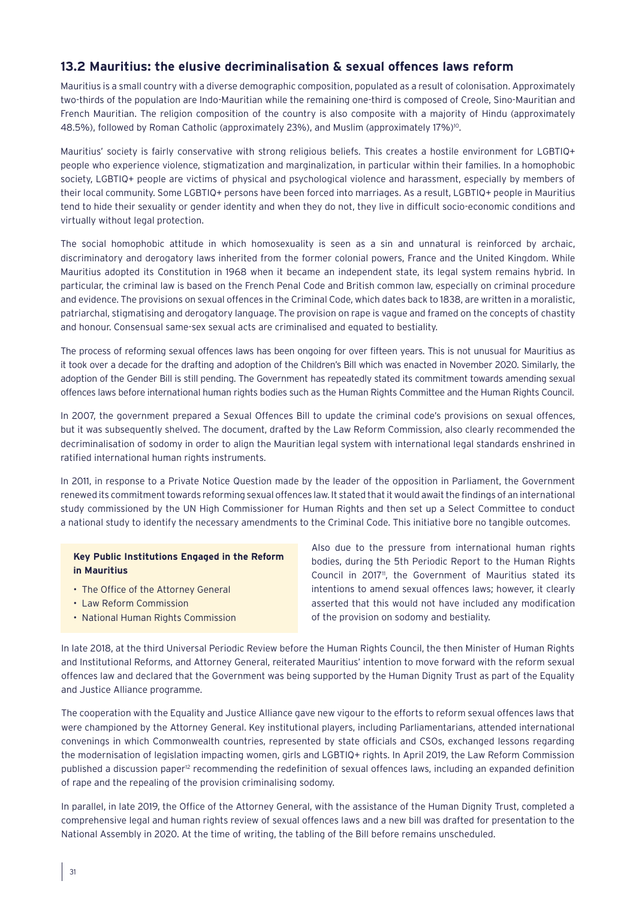## 13.2 Mauritius: the elusive decriminalisation & sexual offences laws reform

Mauritius is a small country with a diverse demographic composition, populated as a result of colonisation. Approximately two-thirds of the population are Indo-Mauritian while the remaining one-third is composed of Creole, Sino-Mauritian and French Mauritian. The religion composition of the country is also composite with a majority of Hindu (approximately 48.5%), followed by Roman Catholic (approximately 23%), and Muslim (approximately 17%)[10].

Mauritius' society is fairly conservative with strong religious beliefs. This creates a hostile environment for LGBTIQ+ people who experience violence, stigmatization and marginalization, in particular within their families. In a homophobic society, LGBTIQ+ people are victims of physical and psychological violence and harassment, especially by members of their local community. Some LGBTIQ+ persons have been forced into marriages. As a result, LGBTIQ+ people in Mauritius tend to hide their sexuality or gender identity and when they do not, they live in difficult socio-economic conditions and virtually without legal protection.

The social homophobic attitude in which homosexuality is seen as a sin and unnatural is reinforced by archaic, discriminatory and derogatory laws inherited from the former colonial powers, France and the United Kingdom. While Mauritius adopted its Constitution in 1968 when it became an independent state, its legal system remains hybrid. In particular, the criminal law is based on the French Penal Code and British common law, especially on criminal procedure and evidence. The provisions on sexual offences in the Criminal Code, which dates back to 1838, are written in a moralistic, patriarchal, stigmatising and derogatory language. The provision on rape is vague and framed on the concepts of chastity and honour. Consensual same-sex sexual acts are criminalised and equated to bestiality.

The process of reforming sexual offences laws has been ongoing for over fifteen years. This is not unusual for Mauritius as it took over a decade for the drafting and adoption of the Children's Bill which was enacted in November 2020. Similarly, the adoption of the Gender Bill is still pending. The Government has repeatedly stated its commitment towards amending sexual offences laws before international human rights bodies such as the Human Rights Committee and the Human Rights Council.

In 2007, the government prepared a Sexual Offences Bill to update the criminal code's provisions on sexual offences, but it was subsequently shelved. The document, drafted by the Law Reform Commission, also clearly recommended the decriminalisation of sodomy in order to align the Mauritian legal system with international legal standards enshrined in ratified international human rights instruments.

In 2011, in response to a Private Notice Question made by the leader of the opposition in Parliament, the Government renewed its commitment towards reforming sexual offences law. It stated that it would await the findings of an international study commissioned by the UN High Commissioner for Human Rights and then set up a Select Committee to conduct a national study to identify the necessary amendments to the Criminal Code. This initiative bore no tangible outcomes.

**Key Public Institutions Engaged in the Reform in Mauritius**

- The Office of the Attorney General
- Law Reform Commission
- National Human Rights Commission

Also due to the pressure from international human rights bodies, during the 5th Periodic Report to the Human Rights Council in 2017[11], the Government of Mauritius stated its intentions to amend sexual offences laws; however, it clearly asserted that this would not have included any modification of the provision on sodomy and bestiality.

In late 2018, at the third Universal Periodic Review before the Human Rights Council, the then Minister of Human Rights and Institutional Reforms, and Attorney General, reiterated Mauritius' intention to move forward with the reform sexual offences law and declared that the Government was being supported by the Human Dignity Trust as part of the Equality and Justice Alliance programme.

The cooperation with the Equality and Justice Alliance gave new vigour to the efforts to reform sexual offences laws that were championed by the Attorney General. Key institutional players, including Parliamentarians, attended international convenings in which Commonwealth countries, represented by state officials and CSOs, exchanged lessons regarding the modernisation of legislation impacting women, girls and LGBTIQ+ rights. In April 2019, the Law Reform Commission published a discussion paper[12] recommending the redefinition of sexual offences laws, including an expanded definition of rape and the repealing of the provision criminalising sodomy.

In parallel, in late 2019, the Office of the Attorney General, with the assistance of the Human Dignity Trust, completed a comprehensive legal and human rights review of sexual offences laws and a new bill was drafted for presentation to the National Assembly in 2020. At the time of writing, the tabling of the Bill before remains unscheduled.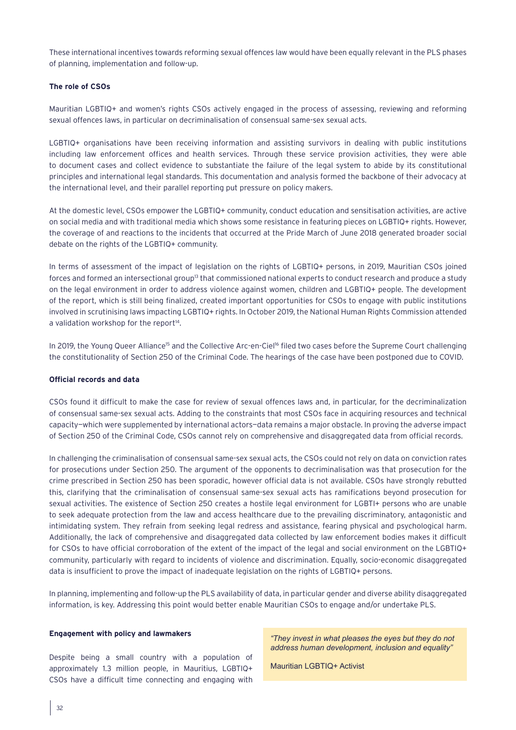These international incentives towards reforming sexual offences law would have been equally relevant in the PLS phases of planning, implementation and follow-up.

**The role of CSOs**

Mauritian LGBTIQ+ and women's rights CSOs actively engaged in the process of assessing, reviewing and reforming sexual offences laws, in particular on decriminalisation of consensual same-sex sexual acts.

LGBTIQ+ organisations have been receiving information and assisting survivors in dealing with public institutions including law enforcement offices and health services. Through these service provision activities, they were able to document cases and collect evidence to substantiate the failure of the legal system to abide by its constitutional principles and international legal standards. This documentation and analysis formed the backbone of their advocacy at the international level, and their parallel reporting put pressure on policy makers.

At the domestic level, CSOs empower the LGBTIQ+ community, conduct education and sensitisation activities, are active on social media and with traditional media which shows some resistance in featuring pieces on LGBTIQ+ rights. However, the coverage of and reactions to the incidents that occurred at the Pride March of June 2018 generated broader social debate on the rights of the LGBTIQ+ community.

In terms of assessment of the impact of legislation on the rights of LGBTIQ+ persons, in 2019, Mauritian CSOs joined forces and formed an intersectional group[13] that commissioned national experts to conduct research and produce a study on the legal environment in order to address violence against women, children and LGBTIQ+ people. The development of the report, which is still being finalized, created important opportunities for CSOs to engage with public institutions involved in scrutinising laws impacting LGBTIQ+ rights. In October 2019, the National Human Rights Commission attended a validation workshop for the report[14].

In 2019, the Young Queer Alliance[15] and the Collective Arc-en-Ciel[16] filed two cases before the Supreme Court challenging the constitutionality of Section 250 of the Criminal Code. The hearings of the case have been postponed due to COVID.

**Official records and data**

CSOs found it difficult to make the case for review of sexual offences laws and, in particular, for the decriminalization of consensual same-sex sexual acts. Adding to the constraints that most CSOs face in acquiring resources and technical capacity—which were supplemented by international actors—data remains a major obstacle. In proving the adverse impact of Section 250 of the Criminal Code, CSOs cannot rely on comprehensive and disaggregated data from official records.

In challenging the criminalisation of consensual same-sex sexual acts, the CSOs could not rely on data on conviction rates for prosecutions under Section 250. The argument of the opponents to decriminalisation was that prosecution for the crime prescribed in Section 250 has been sporadic, however official data is not available. CSOs have strongly rebutted this, clarifying that the criminalisation of consensual same-sex sexual acts has ramifications beyond prosecution for sexual activities. The existence of Section 250 creates a hostile legal environment for LGBTI+ persons who are unable to seek adequate protection from the law and access healthcare due to the prevailing discriminatory, antagonistic and intimidating system. They refrain from seeking legal redress and assistance, fearing physical and psychological harm. Additionally, the lack of comprehensive and disaggregated data collected by law enforcement bodies makes it difficult for CSOs to have official corroboration of the extent of the impact of the legal and social environment on the LGBTIQ+ community, particularly with regard to incidents of violence and discrimination. Equally, socio-economic disaggregated data is insufficient to prove the impact of inadequate legislation on the rights of LGBTIQ+ persons.

In planning, implementing and follow-up the PLS availability of data, in particular gender and diverse ability disaggregated information, is key. Addressing this point would better enable Mauritian CSOs to engage and/or undertake PLS.

**Engagement with policy and lawmakers**

Despite being a small country with a population of approximately 1.3 million people, in Mauritius, LGBTIQ+ CSOs have a difficult time connecting and engaging with

> *"They invest in what pleases the eyes but they do not address human development, inclusion and equality"*
>
> Mauritian LGBTIQ+ Activist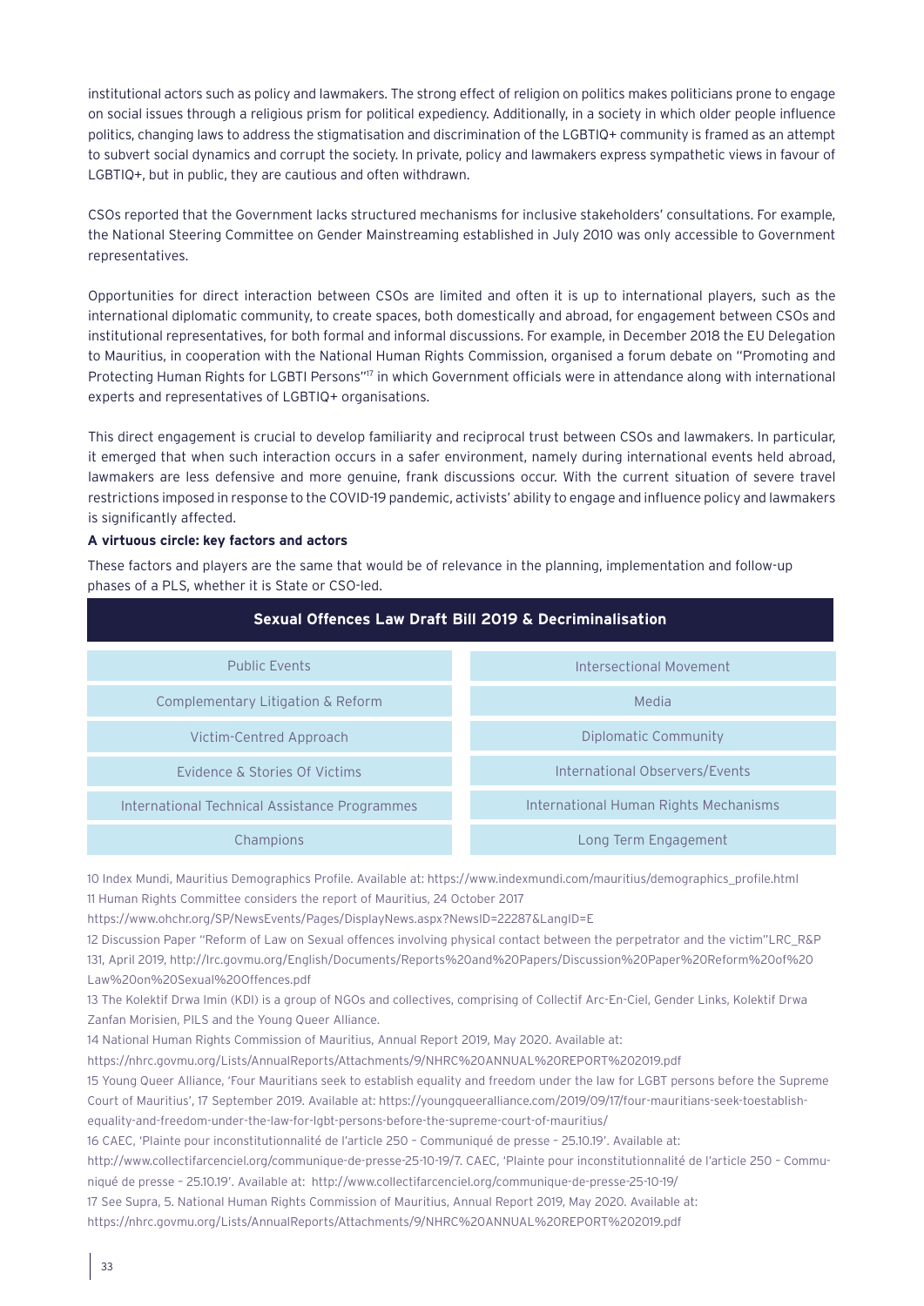institutional actors such as policy and lawmakers. The strong effect of religion on politics makes politicians prone to engage on social issues through a religious prism for political expediency. Additionally, in a society in which older people influence politics, changing laws to address the stigmatisation and discrimination of the LGBTIQ+ community is framed as an attempt to subvert social dynamics and corrupt the society. In private, policy and lawmakers express sympathetic views in favour of LGBTIQ+, but in public, they are cautious and often withdrawn.

CSOs reported that the Government lacks structured mechanisms for inclusive stakeholders' consultations. For example, the National Steering Committee on Gender Mainstreaming established in July 2010 was only accessible to Government representatives.

Opportunities for direct interaction between CSOs are limited and often it is up to international players, such as the international diplomatic community, to create spaces, both domestically and abroad, for engagement between CSOs and institutional representatives, for both formal and informal discussions. For example, in December 2018 the EU Delegation to Mauritius, in cooperation with the National Human Rights Commission, organised a forum debate on "Promoting and Protecting Human Rights for LGBTI Persons"[17] in which Government officials were in attendance along with international experts and representatives of LGBTIQ+ organisations.

This direct engagement is crucial to develop familiarity and reciprocal trust between CSOs and lawmakers. In particular, it emerged that when such interaction occurs in a safer environment, namely during international events held abroad, lawmakers are less defensive and more genuine, frank discussions occur. With the current situation of severe travel restrictions imposed in response to the COVID-19 pandemic, activists' ability to engage and influence policy and lawmakers is significantly affected.

**A virtuous circle: key factors and actors**

These factors and players are the same that would be of relevance in the planning, implementation and follow-up phases of a PLS, whether it is State or CSO-led.

| Sexual Offences Law Draft Bill 2019 & Decriminalisation | |
|---|---|
| Public Events | Intersectional Movement |
| Complementary Litigation & Reform | Media |
| Victim-Centred Approach | Diplomatic Community |
| Evidence & Stories Of Victims | International Observers/Events |
| International Technical Assistance Programmes | International Human Rights Mechanisms |
| Champions | Long Term Engagement |

10 Index Mundi, Mauritius Demographics Profile. Available at: https://www.indexmundi.com/mauritius/demographics_profile.html

11 Human Rights Committee considers the report of Mauritius, 24 October 2017 https://www.ohchr.org/SP/NewsEvents/Pages/DisplayNews.aspx?NewsID=22287&LangID=E

12 Discussion Paper "Reform of Law on Sexual offences involving physical contact between the perpetrator and the victim"LRC_R&P 131, April 2019, http://lrc.govmu.org/English/Documents/Reports%20and%20Papers/Discussion%20Paper%20Reform%20of%20Law%20on%20Sexual%20Offences.pdf

13 The Kolektif Drwa Imin (KDI) is a group of NGOs and collectives, comprising of Collectif Arc-En-Ciel, Gender Links, Kolektif Drwa Zanfan Morisien, PILS and the Young Queer Alliance.

14 National Human Rights Commission of Mauritius, Annual Report 2019, May 2020. Available at: https://nhrc.govmu.org/Lists/AnnualReports/Attachments/9/NHRC%20ANNUAL%20REPORT%202019.pdf

15 Young Queer Alliance, 'Four Mauritians seek to establish equality and freedom under the law for LGBT persons before the Supreme Court of Mauritius', 17 September 2019. Available at: https://youngqueeralliance.com/2019/09/17/four-mauritians-seek-toestablish-equality-and-freedom-under-the-law-for-lgbt-persons-before-the-supreme-court-of-mauritius/

16 CAEC, 'Plainte pour inconstitutionnalité de l'article 250 – Communiqué de presse – 25.10.19'. Available at: http://www.collectifarcenciel.org/communique-de-presse-25-10-19/7. CAEC, 'Plainte pour inconstitutionnalité de l'article 250 – Communiqué de presse – 25.10.19'. Available at: http://www.collectifarcenciel.org/communique-de-presse-25-10-19/

17 See Supra, 5. National Human Rights Commission of Mauritius, Annual Report 2019, May 2020. Available at: https://nhrc.govmu.org/Lists/AnnualReports/Attachments/9/NHRC%20ANNUAL%20REPORT%202019.pdf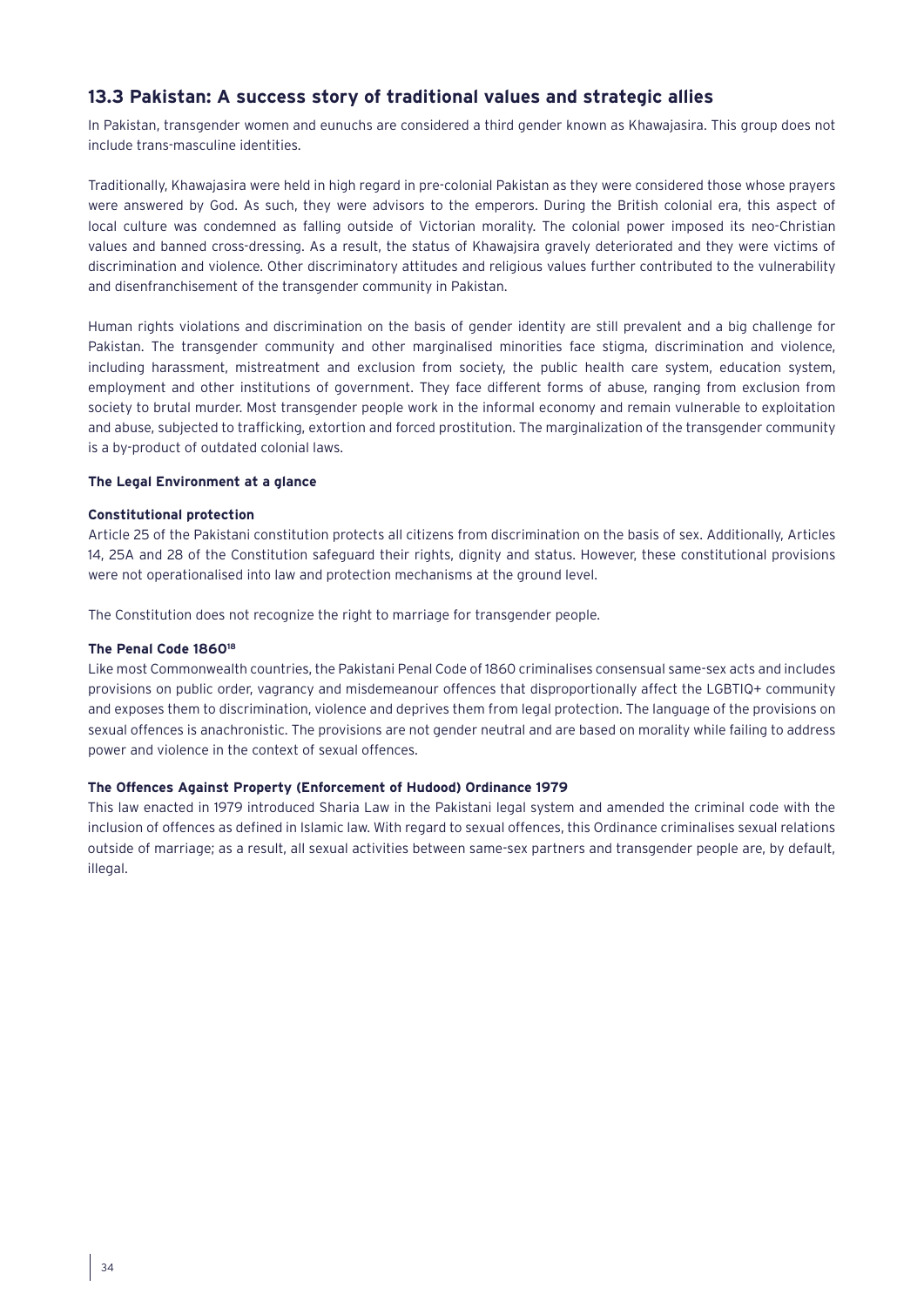## 13.3 Pakistan: A success story of traditional values and strategic allies

In Pakistan, transgender women and eunuchs are considered a third gender known as Khawajasira. This group does not include trans-masculine identities.

Traditionally, Khawajasira were held in high regard in pre-colonial Pakistan as they were considered those whose prayers were answered by God. As such, they were advisors to the emperors. During the British colonial era, this aspect of local culture was condemned as falling outside of Victorian morality. The colonial power imposed its neo-Christian values and banned cross-dressing. As a result, the status of Khawajsira gravely deteriorated and they were victims of discrimination and violence. Other discriminatory attitudes and religious values further contributed to the vulnerability and disenfranchisement of the transgender community in Pakistan.

Human rights violations and discrimination on the basis of gender identity are still prevalent and a big challenge for Pakistan. The transgender community and other marginalised minorities face stigma, discrimination and violence, including harassment, mistreatment and exclusion from society, the public health care system, education system, employment and other institutions of government. They face different forms of abuse, ranging from exclusion from society to brutal murder. Most transgender people work in the informal economy and remain vulnerable to exploitation and abuse, subjected to trafficking, extortion and forced prostitution. The marginalization of the transgender community is a by-product of outdated colonial laws.

**The Legal Environment at a glance**

**Constitutional protection**

Article 25 of the Pakistani constitution protects all citizens from discrimination on the basis of sex. Additionally, Articles 14, 25A and 28 of the Constitution safeguard their rights, dignity and status. However, these constitutional provisions were not operationalised into law and protection mechanisms at the ground level.

The Constitution does not recognize the right to marriage for transgender people.

**The Penal Code 1860[18]**

Like most Commonwealth countries, the Pakistani Penal Code of 1860 criminalises consensual same-sex acts and includes provisions on public order, vagrancy and misdemeanour offences that disproportionally affect the LGBTIQ+ community and exposes them to discrimination, violence and deprives them from legal protection. The language of the provisions on sexual offences is anachronistic. The provisions are not gender neutral and are based on morality while failing to address power and violence in the context of sexual offences.

**The Offences Against Property (Enforcement of Hudood) Ordinance 1979**

This law enacted in 1979 introduced Sharia Law in the Pakistani legal system and amended the criminal code with the inclusion of offences as defined in Islamic law. With regard to sexual offences, this Ordinance criminalises sexual relations outside of marriage; as a result, all sexual activities between same-sex partners and transgender people are, by default, illegal.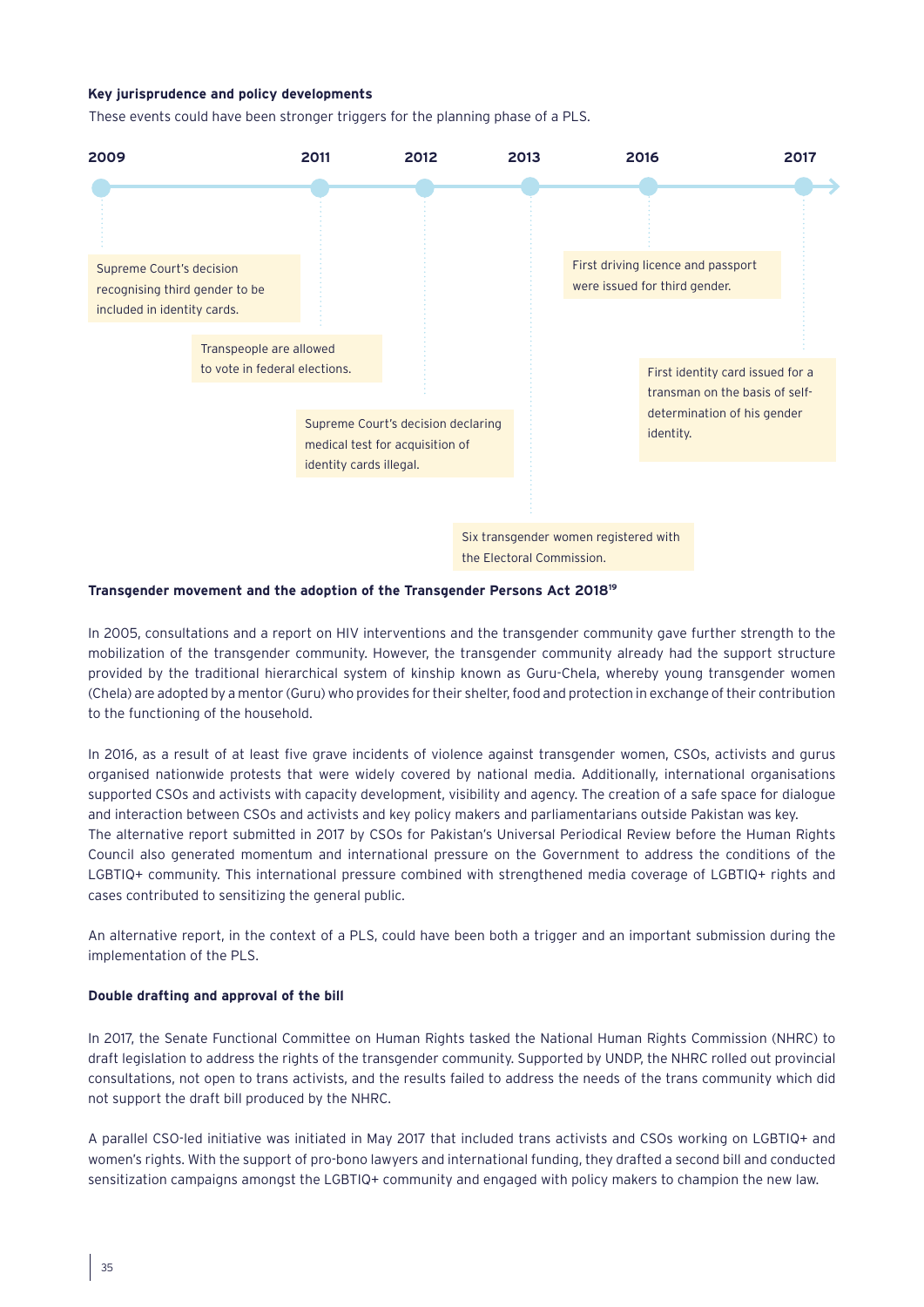**Key jurisprudence and policy developments**

These events could have been stronger triggers for the planning phase of a PLS.

- **2009** – Supreme Court's decision recognising third gender to be included in identity cards.
- **2011** – Transpeople are allowed to vote in federal elections.
- **2012** – Supreme Court's decision declaring medical test for acquisition of identity cards illegal.
- **2013** – Six transgender women registered with the Electoral Commission.
- **2016** – First driving licence and passport were issued for third gender.
- **2017** – First identity card issued for a transman on the basis of self-determination of his gender identity.

**Transgender movement and the adoption of the Transgender Persons Act 2018**[19]

In 2005, consultations and a report on HIV interventions and the transgender community gave further strength to the mobilization of the transgender community. However, the transgender community already had the support structure provided by the traditional hierarchical system of kinship known as Guru-Chela, whereby young transgender women (Chela) are adopted by a mentor (Guru) who provides for their shelter, food and protection in exchange of their contribution to the functioning of the household.

In 2016, as a result of at least five grave incidents of violence against transgender women, CSOs, activists and gurus organised nationwide protests that were widely covered by national media. Additionally, international organisations supported CSOs and activists with capacity development, visibility and agency. The creation of a safe space for dialogue and interaction between CSOs and activists and key policy makers and parliamentarians outside Pakistan was key. The alternative report submitted in 2017 by CSOs for Pakistan's Universal Periodical Review before the Human Rights Council also generated momentum and international pressure on the Government to address the conditions of the LGBTIQ+ community. This international pressure combined with strengthened media coverage of LGBTIQ+ rights and cases contributed to sensitizing the general public.

An alternative report, in the context of a PLS, could have been both a trigger and an important submission during the implementation of the PLS.

**Double drafting and approval of the bill**

In 2017, the Senate Functional Committee on Human Rights tasked the National Human Rights Commission (NHRC) to draft legislation to address the rights of the transgender community. Supported by UNDP, the NHRC rolled out provincial consultations, not open to trans activists, and the results failed to address the needs of the trans community which did not support the draft bill produced by the NHRC.

A parallel CSO-led initiative was initiated in May 2017 that included trans activists and CSOs working on LGBTIQ+ and women's rights. With the support of pro-bono lawyers and international funding, they drafted a second bill and conducted sensitization campaigns amongst the LGBTIQ+ community and engaged with policy makers to champion the new law.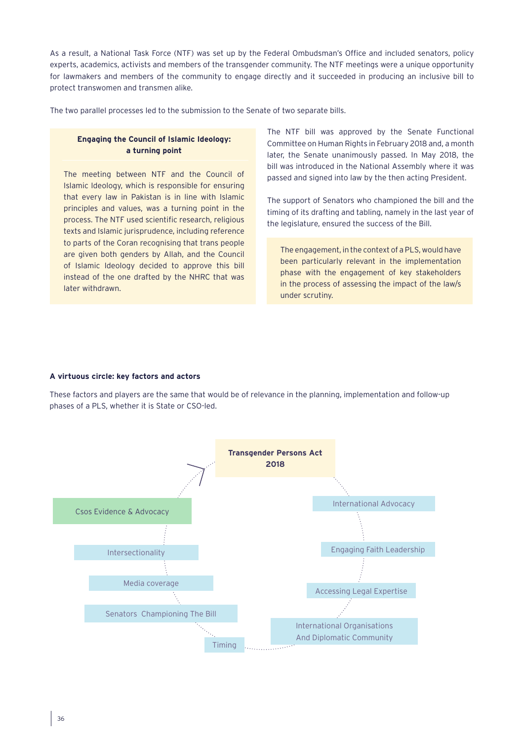As a result, a National Task Force (NTF) was set up by the Federal Ombudsman's Office and included senators, policy experts, academics, activists and members of the transgender community. The NTF meetings were a unique opportunity for lawmakers and members of the community to engage directly and it succeeded in producing an inclusive bill to protect transwomen and transmen alike.

The two parallel processes led to the submission to the Senate of two separate bills.

> **Engaging the Council of Islamic Ideology: a turning point**
>
> The meeting between NTF and the Council of Islamic Ideology, which is responsible for ensuring that every law in Pakistan is in line with Islamic principles and values, was a turning point in the process. The NTF used scientific research, religious texts and Islamic jurisprudence, including reference to parts of the Coran recognising that trans people are given both genders by Allah, and the Council of Islamic Ideology decided to approve this bill instead of the one drafted by the NHRC that was later withdrawn.

The NTF bill was approved by the Senate Functional Committee on Human Rights in February 2018 and, a month later, the Senate unanimously passed. In May 2018, the bill was introduced in the National Assembly where it was passed and signed into law by the then acting President.

The support of Senators who championed the bill and the timing of its drafting and tabling, namely in the last year of the legislature, ensured the success of the Bill.

> The engagement, in the context of a PLS, would have been particularly relevant in the implementation phase with the engagement of key stakeholders in the process of assessing the impact of the law/s under scrutiny.

**A virtuous circle: key factors and actors**

These factors and players are the same that would be of relevance in the planning, implementation and follow-up phases of a PLS, whether it is State or CSO-led.

- Transgender Persons Act 2018
- International Advocacy
- Engaging Faith Leadership
- Accessing Legal Expertise
- International Organisations And Diplomatic Community
- Timing
- Senators Championing The Bill
- Media coverage
- Intersectionality
- Csos Evidence & Advocacy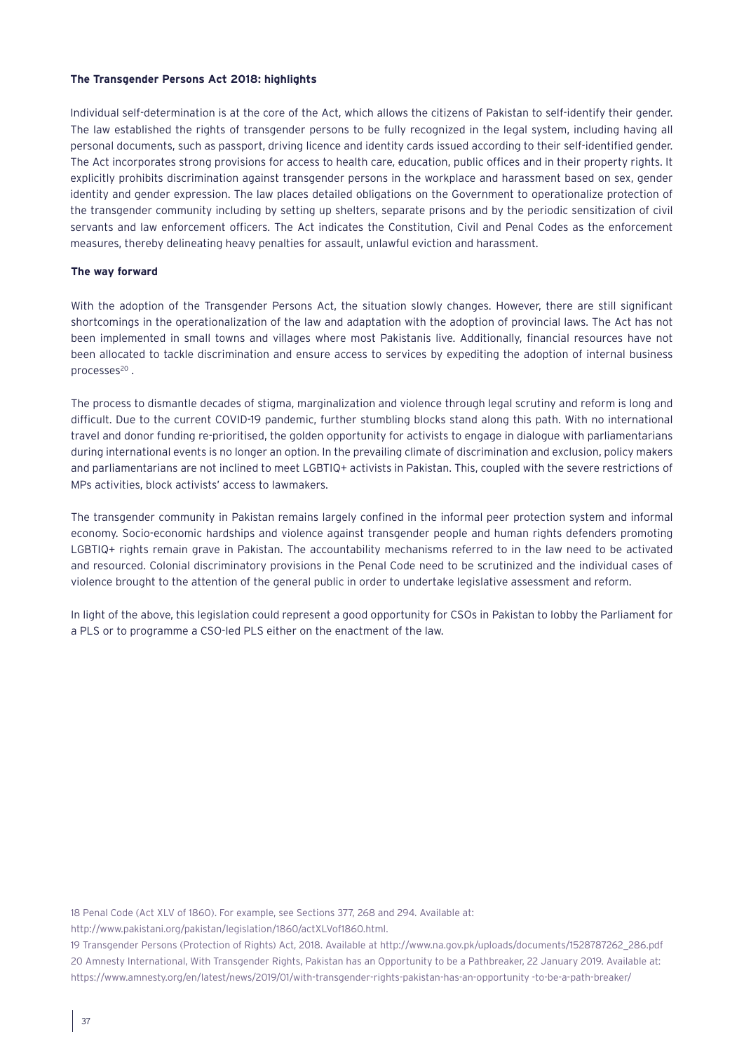**The Transgender Persons Act 2018: highlights**

Individual self-determination is at the core of the Act, which allows the citizens of Pakistan to self-identify their gender. The law established the rights of transgender persons to be fully recognized in the legal system, including having all personal documents, such as passport, driving licence and identity cards issued according to their self-identified gender. The Act incorporates strong provisions for access to health care, education, public offices and in their property rights. It explicitly prohibits discrimination against transgender persons in the workplace and harassment based on sex, gender identity and gender expression. The law places detailed obligations on the Government to operationalize protection of the transgender community including by setting up shelters, separate prisons and by the periodic sensitization of civil servants and law enforcement officers. The Act indicates the Constitution, Civil and Penal Codes as the enforcement measures, thereby delineating heavy penalties for assault, unlawful eviction and harassment.

**The way forward**

With the adoption of the Transgender Persons Act, the situation slowly changes. However, there are still significant shortcomings in the operationalization of the law and adaptation with the adoption of provincial laws. The Act has not been implemented in small towns and villages where most Pakistanis live. Additionally, financial resources have not been allocated to tackle discrimination and ensure access to services by expediting the adoption of internal business processes[20] .

The process to dismantle decades of stigma, marginalization and violence through legal scrutiny and reform is long and difficult. Due to the current COVID-19 pandemic, further stumbling blocks stand along this path. With no international travel and donor funding re-prioritised, the golden opportunity for activists to engage in dialogue with parliamentarians during international events is no longer an option. In the prevailing climate of discrimination and exclusion, policy makers and parliamentarians are not inclined to meet LGBTIQ+ activists in Pakistan. This, coupled with the severe restrictions of MPs activities, block activists' access to lawmakers.

The transgender community in Pakistan remains largely confined in the informal peer protection system and informal economy. Socio-economic hardships and violence against transgender people and human rights defenders promoting LGBTIQ+ rights remain grave in Pakistan. The accountability mechanisms referred to in the law need to be activated and resourced. Colonial discriminatory provisions in the Penal Code need to be scrutinized and the individual cases of violence brought to the attention of the general public in order to undertake legislative assessment and reform.

In light of the above, this legislation could represent a good opportunity for CSOs in Pakistan to lobby the Parliament for a PLS or to programme a CSO-led PLS either on the enactment of the law.

18 Penal Code (Act XLV of 1860). For example, see Sections 377, 268 and 294. Available at: http://www.pakistani.org/pakistan/legislation/1860/actXLVof1860.html.

19 Transgender Persons (Protection of Rights) Act, 2018. Available at http://www.na.gov.pk/uploads/documents/1528787262_286.pdf

20 Amnesty International, With Transgender Rights, Pakistan has an Opportunity to be a Pathbreaker, 22 January 2019. Available at: https://www.amnesty.org/en/latest/news/2019/01/with-transgender-rights-pakistan-has-an-opportunity -to-be-a-path-breaker/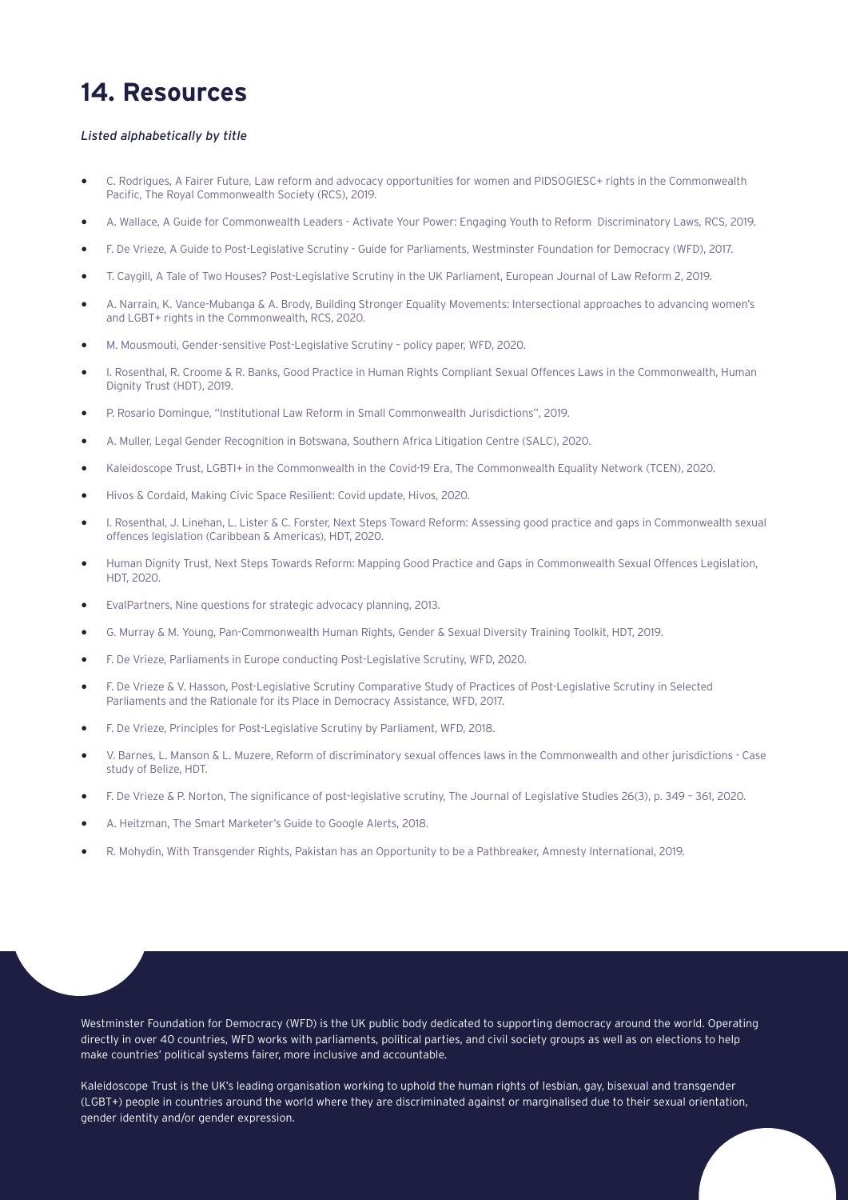# 14. Resources

*Listed alphabetically by title*

- C. Rodrigues, A Fairer Future, Law reform and advocacy opportunities for women and PIDSOGIESC+ rights in the Commonwealth Pacific, The Royal Commonwealth Society (RCS), 2019.
- A. Wallace, A Guide for Commonwealth Leaders - Activate Your Power: Engaging Youth to Reform Discriminatory Laws, RCS, 2019.
- F. De Vrieze, A Guide to Post-Legislative Scrutiny - Guide for Parliaments, Westminster Foundation for Democracy (WFD), 2017.
- T. Caygill, A Tale of Two Houses? Post-Legislative Scrutiny in the UK Parliament, European Journal of Law Reform 2, 2019.
- A. Narrain, K. Vance-Mubanga & A. Brody, Building Stronger Equality Movements: Intersectional approaches to advancing women's and LGBT+ rights in the Commonwealth, RCS, 2020.
- M. Mousmouti, Gender-sensitive Post-Legislative Scrutiny – policy paper, WFD, 2020.
- I. Rosenthal, R. Croome & R. Banks, Good Practice in Human Rights Compliant Sexual Offences Laws in the Commonwealth, Human Dignity Trust (HDT), 2019.
- P. Rosario Domingue, "Institutional Law Reform in Small Commonwealth Jurisdictions", 2019.
- A. Muller, Legal Gender Recognition in Botswana, Southern Africa Litigation Centre (SALC), 2020.
- Kaleidoscope Trust, LGBTI+ in the Commonwealth in the Covid-19 Era, The Commonwealth Equality Network (TCEN), 2020.
- Hivos & Cordaid, Making Civic Space Resilient: Covid update, Hivos, 2020.
- I. Rosenthal, J. Linehan, L. Lister & C. Forster, Next Steps Toward Reform: Assessing good practice and gaps in Commonwealth sexual offences legislation (Caribbean & Americas), HDT, 2020.
- Human Dignity Trust, Next Steps Towards Reform: Mapping Good Practice and Gaps in Commonwealth Sexual Offences Legislation, HDT, 2020.
- EvalPartners, Nine questions for strategic advocacy planning, 2013.
- G. Murray & M. Young, Pan-Commonwealth Human Rights, Gender & Sexual Diversity Training Toolkit, HDT, 2019.
- F. De Vrieze, Parliaments in Europe conducting Post-Legislative Scrutiny, WFD, 2020.
- F. De Vrieze & V. Hasson, Post-Legislative Scrutiny Comparative Study of Practices of Post-Legislative Scrutiny in Selected Parliaments and the Rationale for its Place in Democracy Assistance, WFD, 2017.
- F. De Vrieze, Principles for Post-Legislative Scrutiny by Parliament, WFD, 2018.
- V. Barnes, L. Manson & L. Muzere, Reform of discriminatory sexual offences laws in the Commonwealth and other jurisdictions - Case study of Belize, HDT.
- F. De Vrieze & P. Norton, The significance of post-legislative scrutiny, The Journal of Legislative Studies 26(3), p. 349 – 361, 2020.
- A. Heitzman, The Smart Marketer's Guide to Google Alerts, 2018.
- R. Mohydin, With Transgender Rights, Pakistan has an Opportunity to be a Pathbreaker, Amnesty International, 2019.

Westminster Foundation for Democracy (WFD) is the UK public body dedicated to supporting democracy around the world. Operating directly in over 40 countries, WFD works with parliaments, political parties, and civil society groups as well as on elections to help make countries' political systems fairer, more inclusive and accountable.

Kaleidoscope Trust is the UK's leading organisation working to uphold the human rights of lesbian, gay, bisexual and transgender (LGBT+) people in countries around the world where they are discriminated against or marginalised due to their sexual orientation, gender identity and/or gender expression.